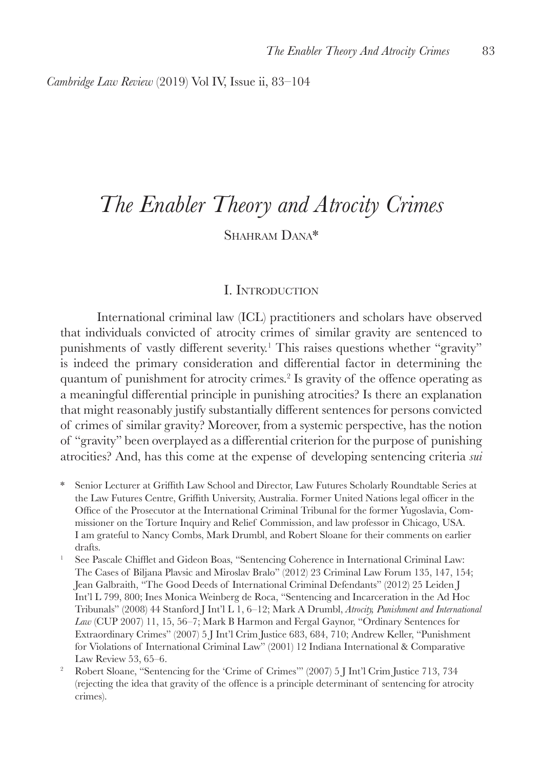# *The Enabler Theory and Atrocity Crimes*

Shahram Dana*

## I. Introduction

International criminal law (ICL) practitioners and scholars have observed that individuals convicted of atrocity crimes of similar gravity are sentenced to punishments of vastly different severity.[1] This raises questions whether "gravity" is indeed the primary consideration and differential factor in determining the quantum of punishment for atrocity crimes.[2] Is gravity of the offence operating as a meaningful differential principle in punishing atrocities? Is there an explanation that might reasonably justify substantially different sentences for persons convicted of crimes of similar gravity? Moreover, from a systemic perspective, has the notion of "gravity" been overplayed as a differential criterion for the purpose of punishing atrocities? And, has this come at the expense of developing sentencing criteria *sui*

\* Senior Lecturer at Griffith Law School and Director, Law Futures Scholarly Roundtable Series at the Law Futures Centre, Griffith University, Australia. Former United Nations legal officer in the Office of the Prosecutor at the International Criminal Tribunal for the former Yugoslavia, Commissioner on the Torture Inquiry and Relief Commission, and law professor in Chicago, USA. I am grateful to Nancy Combs, Mark Drumbl, and Robert Sloane for their comments on earlier drafts.

[1] See Pascale Chifflet and Gideon Boas, "Sentencing Coherence in International Criminal Law: The Cases of Biljana Plavsic and Miroslav Bralo" (2012) 23 Criminal Law Forum 135, 147, 154; Jean Galbraith, "The Good Deeds of International Criminal Defendants" (2012) 25 Leiden J Int'l L 799, 800; Ines Monica Weinberg de Roca, "Sentencing and Incarceration in the Ad Hoc Tribunals" (2008) 44 Stanford J Int'l L 1, 6–12; Mark A Drumbl, *Atrocity, Punishment and International Law* (CUP 2007) 11, 15, 56–7; Mark B Harmon and Fergal Gaynor, "Ordinary Sentences for Extraordinary Crimes" (2007) 5 J Int'l Crim Justice 683, 684, 710; Andrew Keller, "Punishment for Violations of International Criminal Law" (2001) 12 Indiana International & Comparative Law Review 53, 65–6.

[2] Robert Sloane, "Sentencing for the 'Crime of Crimes'" (2007) 5 J Int'l Crim Justice 713, 734 (rejecting the idea that gravity of the offence is a principle determinant of sentencing for atrocity crimes).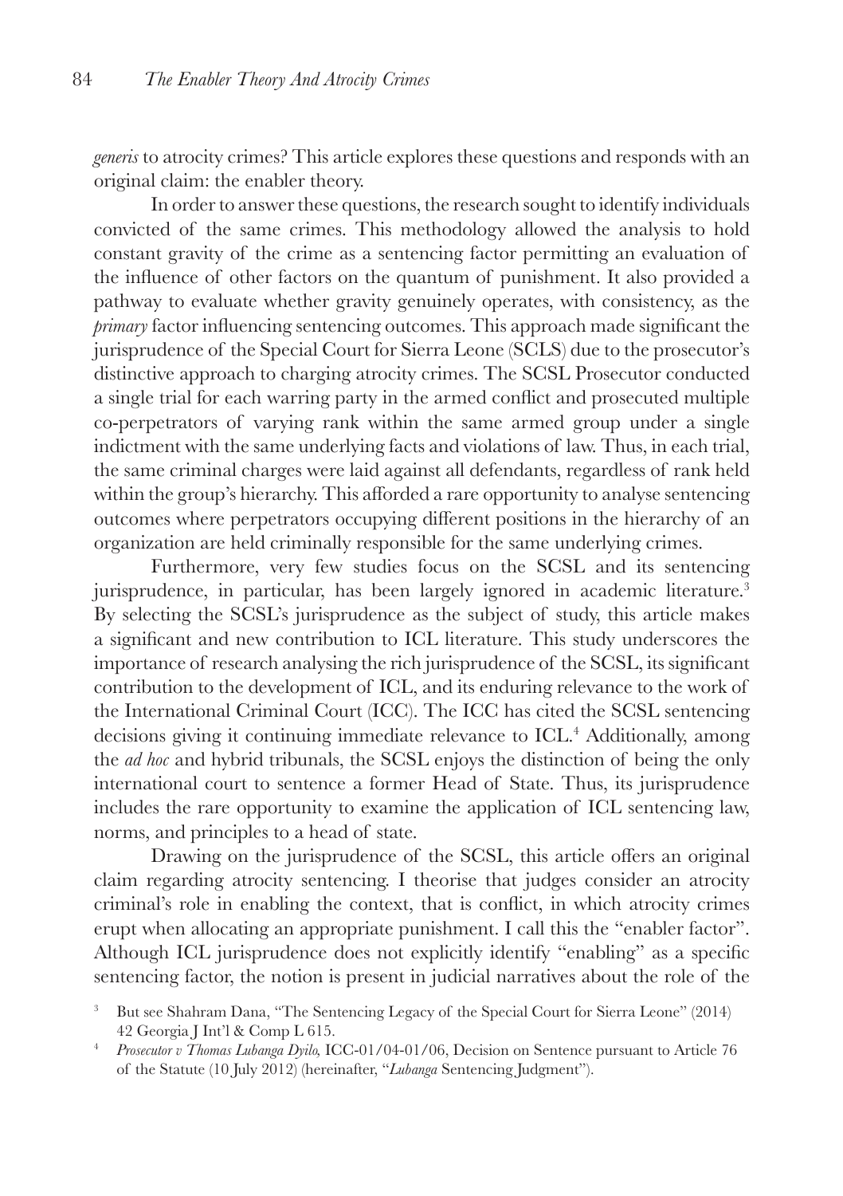*generis* to atrocity crimes? This article explores these questions and responds with an original claim: the enabler theory.

In order to answer these questions, the research sought to identify individuals convicted of the same crimes. This methodology allowed the analysis to hold constant gravity of the crime as a sentencing factor permitting an evaluation of the influence of other factors on the quantum of punishment. It also provided a pathway to evaluate whether gravity genuinely operates, with consistency, as the *primary* factor influencing sentencing outcomes. This approach made significant the jurisprudence of the Special Court for Sierra Leone (SCLS) due to the prosecutor's distinctive approach to charging atrocity crimes. The SCSL Prosecutor conducted a single trial for each warring party in the armed conflict and prosecuted multiple co-perpetrators of varying rank within the same armed group under a single indictment with the same underlying facts and violations of law. Thus, in each trial, the same criminal charges were laid against all defendants, regardless of rank held within the group's hierarchy. This afforded a rare opportunity to analyse sentencing outcomes where perpetrators occupying different positions in the hierarchy of an organization are held criminally responsible for the same underlying crimes.

Furthermore, very few studies focus on the SCSL and its sentencing jurisprudence, in particular, has been largely ignored in academic literature.[3] By selecting the SCSL's jurisprudence as the subject of study, this article makes a significant and new contribution to ICL literature. This study underscores the importance of research analysing the rich jurisprudence of the SCSL, its significant contribution to the development of ICL, and its enduring relevance to the work of the International Criminal Court (ICC). The ICC has cited the SCSL sentencing decisions giving it continuing immediate relevance to ICL.[4] Additionally, among the *ad hoc* and hybrid tribunals, the SCSL enjoys the distinction of being the only international court to sentence a former Head of State. Thus, its jurisprudence includes the rare opportunity to examine the application of ICL sentencing law, norms, and principles to a head of state.

Drawing on the jurisprudence of the SCSL, this article offers an original claim regarding atrocity sentencing. I theorise that judges consider an atrocity criminal's role in enabling the context, that is conflict, in which atrocity crimes erupt when allocating an appropriate punishment. I call this the "enabler factor". Although ICL jurisprudence does not explicitly identify "enabling" as a specific sentencing factor, the notion is present in judicial narratives about the role of the

[3] But see Shahram Dana, "The Sentencing Legacy of the Special Court for Sierra Leone" (2014) 42 Georgia J Int'l & Comp L 615.

[4] *Prosecutor v Thomas Lubanga Dyilo,* ICC-01/04-01/06, Decision on Sentence pursuant to Article 76 of the Statute (10 July 2012) (hereinafter, "*Lubanga* Sentencing Judgment").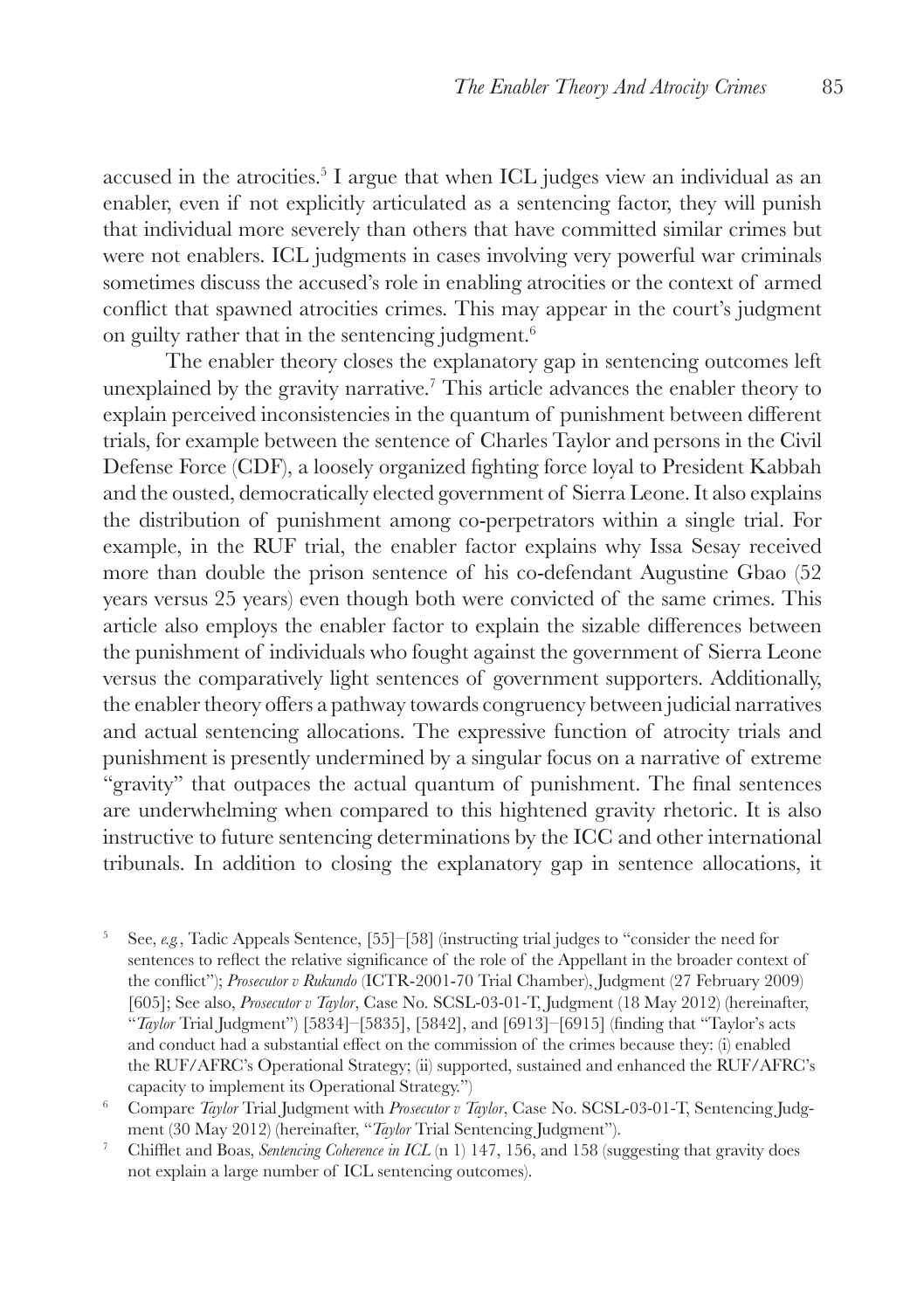accused in the atrocities.[5] I argue that when ICL judges view an individual as an enabler, even if not explicitly articulated as a sentencing factor, they will punish that individual more severely than others that have committed similar crimes but were not enablers. ICL judgments in cases involving very powerful war criminals sometimes discuss the accused's role in enabling atrocities or the context of armed conflict that spawned atrocities crimes. This may appear in the court's judgment on guilty rather that in the sentencing judgment.[6]

The enabler theory closes the explanatory gap in sentencing outcomes left unexplained by the gravity narrative.[7] This article advances the enabler theory to explain perceived inconsistencies in the quantum of punishment between different trials, for example between the sentence of Charles Taylor and persons in the Civil Defense Force (CDF), a loosely organized fighting force loyal to President Kabbah and the ousted, democratically elected government of Sierra Leone. It also explains the distribution of punishment among co-perpetrators within a single trial. For example, in the RUF trial, the enabler factor explains why Issa Sesay received more than double the prison sentence of his co-defendant Augustine Gbao (52 years versus 25 years) even though both were convicted of the same crimes. This article also employs the enabler factor to explain the sizable differences between the punishment of individuals who fought against the government of Sierra Leone versus the comparatively light sentences of government supporters. Additionally, the enabler theory offers a pathway towards congruency between judicial narratives and actual sentencing allocations. The expressive function of atrocity trials and punishment is presently undermined by a singular focus on a narrative of extreme "gravity" that outpaces the actual quantum of punishment. The final sentences are underwhelming when compared to this hightened gravity rhetoric. It is also instructive to future sentencing determinations by the ICC and other international tribunals. In addition to closing the explanatory gap in sentence allocations, it

[5] See, *e.g.*, Tadic Appeals Sentence, [55]–[58] (instructing trial judges to "consider the need for sentences to reflect the relative significance of the role of the Appellant in the broader context of the conflict"); *Prosecutor v Rukundo* (ICTR-2001-70 Trial Chamber), Judgment (27 February 2009) [605]; See also, *Prosecutor v Taylor*, Case No. SCSL-03-01-T, Judgment (18 May 2012) (hereinafter, "*Taylor* Trial Judgment") [5834]–[5835], [5842], and [6913]–[6915] (finding that "Taylor's acts and conduct had a substantial effect on the commission of the crimes because they: (i) enabled the RUF/AFRC's Operational Strategy; (ii) supported, sustained and enhanced the RUF/AFRC's capacity to implement its Operational Strategy.")

[6] Compare *Taylor* Trial Judgment with *Prosecutor v Taylor*, Case No. SCSL-03-01-T, Sentencing Judgment (30 May 2012) (hereinafter, "*Taylor* Trial Sentencing Judgment").

[7] Chifflet and Boas, *Sentencing Coherence in ICL* (n 1) 147, 156, and 158 (suggesting that gravity does not explain a large number of ICL sentencing outcomes).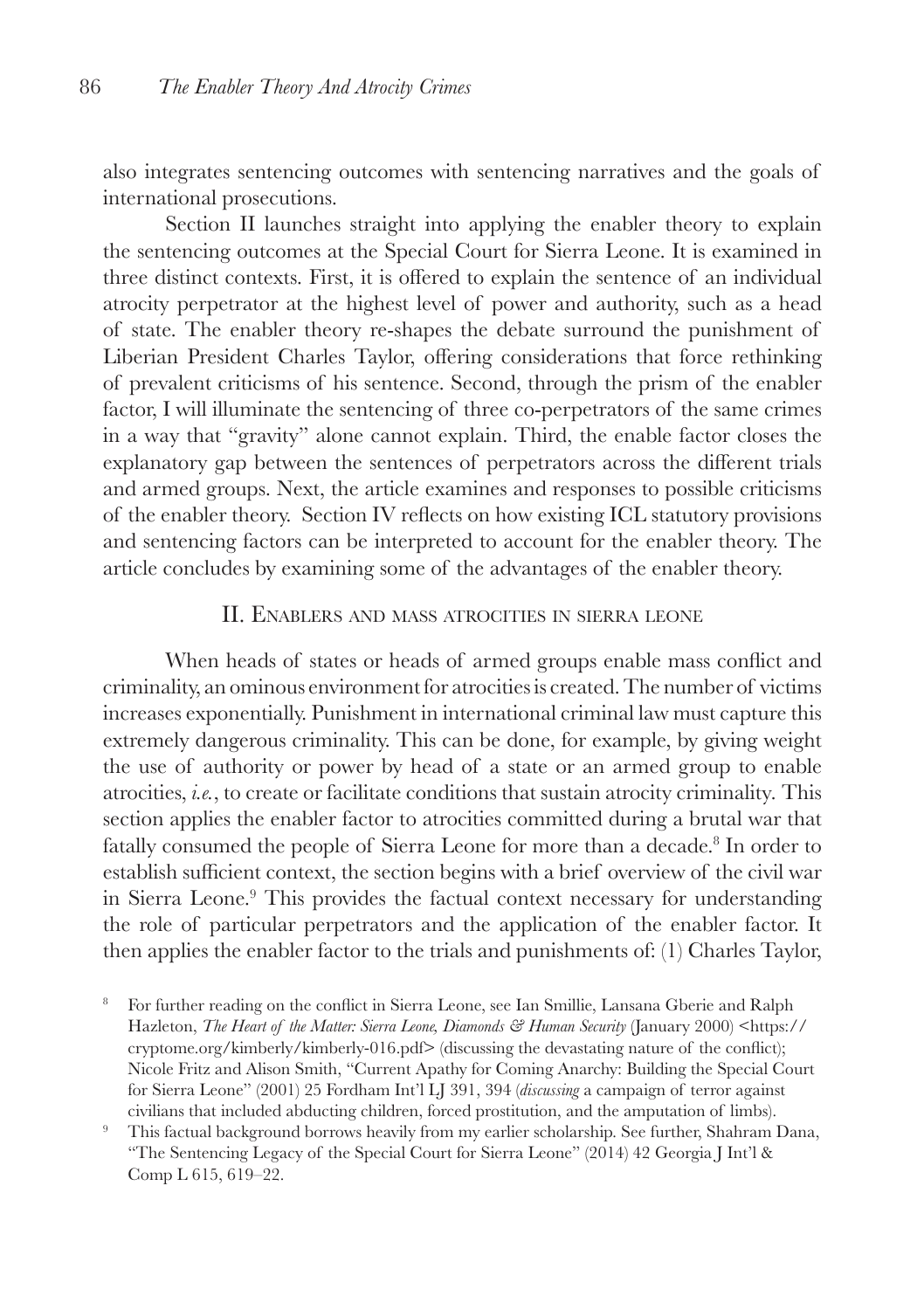also integrates sentencing outcomes with sentencing narratives and the goals of international prosecutions.

Section II launches straight into applying the enabler theory to explain the sentencing outcomes at the Special Court for Sierra Leone. It is examined in three distinct contexts. First, it is offered to explain the sentence of an individual atrocity perpetrator at the highest level of power and authority, such as a head of state. The enabler theory re-shapes the debate surround the punishment of Liberian President Charles Taylor, offering considerations that force rethinking of prevalent criticisms of his sentence. Second, through the prism of the enabler factor, I will illuminate the sentencing of three co-perpetrators of the same crimes in a way that "gravity" alone cannot explain. Third, the enable factor closes the explanatory gap between the sentences of perpetrators across the different trials and armed groups. Next, the article examines and responses to possible criticisms of the enabler theory. Section IV reflects on how existing ICL statutory provisions and sentencing factors can be interpreted to account for the enabler theory. The article concludes by examining some of the advantages of the enabler theory.

## II. Enablers and mass atrocities in sierra leone

When heads of states or heads of armed groups enable mass conflict and criminality, an ominous environment for atrocities is created. The number of victims increases exponentially. Punishment in international criminal law must capture this extremely dangerous criminality. This can be done, for example, by giving weight the use of authority or power by head of a state or an armed group to enable atrocities, *i.e.*, to create or facilitate conditions that sustain atrocity criminality. This section applies the enabler factor to atrocities committed during a brutal war that fatally consumed the people of Sierra Leone for more than a decade.[8] In order to establish sufficient context, the section begins with a brief overview of the civil war in Sierra Leone.[9] This provides the factual context necessary for understanding the role of particular perpetrators and the application of the enabler factor. It then applies the enabler factor to the trials and punishments of: (1) Charles Taylor,

[8] For further reading on the conflict in Sierra Leone, see Ian Smillie, Lansana Gberie and Ralph Hazleton, *The Heart of the Matter: Sierra Leone, Diamonds & Human Security* (January 2000) <https://cryptome.org/kimberly/kimberly-016.pdf> (discussing the devastating nature of the conflict); Nicole Fritz and Alison Smith, "Current Apathy for Coming Anarchy: Building the Special Court for Sierra Leone" (2001) 25 Fordham Int'l LJ 391, 394 (*discussing* a campaign of terror against civilians that included abducting children, forced prostitution, and the amputation of limbs).

[9] This factual background borrows heavily from my earlier scholarship. See further, Shahram Dana, "The Sentencing Legacy of the Special Court for Sierra Leone" (2014) 42 Georgia J Int'l & Comp L 615, 619–22.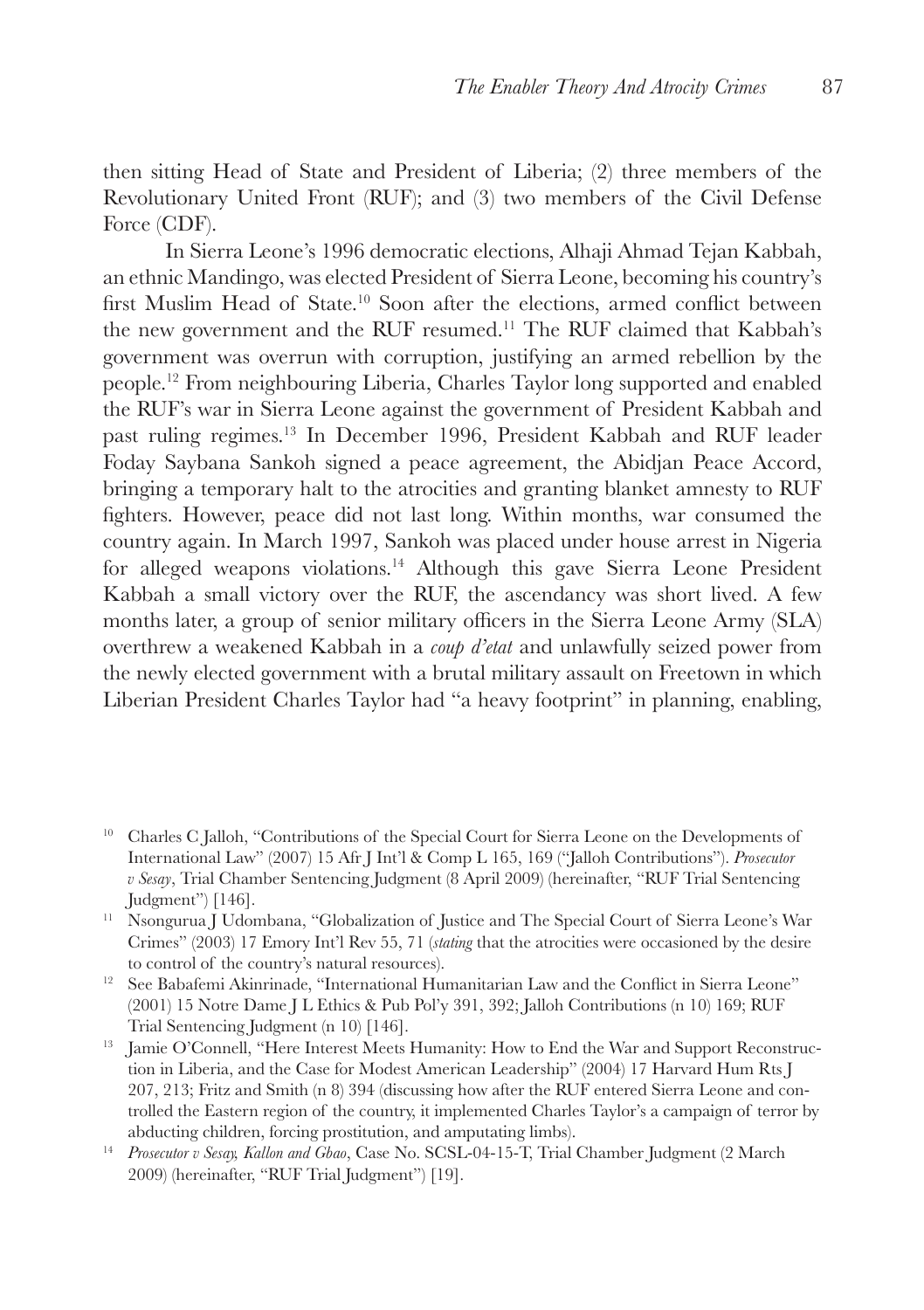then sitting Head of State and President of Liberia; (2) three members of the Revolutionary United Front (RUF); and (3) two members of the Civil Defense Force (CDF).

In Sierra Leone's 1996 democratic elections, Alhaji Ahmad Tejan Kabbah, an ethnic Mandingo, was elected President of Sierra Leone, becoming his country's first Muslim Head of State.[10] Soon after the elections, armed conflict between the new government and the RUF resumed.[11] The RUF claimed that Kabbah's government was overrun with corruption, justifying an armed rebellion by the people.[12] From neighbouring Liberia, Charles Taylor long supported and enabled the RUF's war in Sierra Leone against the government of President Kabbah and past ruling regimes.[13] In December 1996, President Kabbah and RUF leader Foday Saybana Sankoh signed a peace agreement, the Abidjan Peace Accord, bringing a temporary halt to the atrocities and granting blanket amnesty to RUF fighters. However, peace did not last long. Within months, war consumed the country again. In March 1997, Sankoh was placed under house arrest in Nigeria for alleged weapons violations.[14] Although this gave Sierra Leone President Kabbah a small victory over the RUF, the ascendancy was short lived. A few months later, a group of senior military officers in the Sierra Leone Army (SLA) overthrew a weakened Kabbah in a *coup d'etat* and unlawfully seized power from the newly elected government with a brutal military assault on Freetown in which Liberian President Charles Taylor had "a heavy footprint" in planning, enabling,

---

[10] Charles C Jalloh, "Contributions of the Special Court for Sierra Leone on the Developments of International Law" (2007) 15 Afr J Int'l & Comp L 165, 169 ("Jalloh Contributions"). *Prosecutor v Sesay*, Trial Chamber Sentencing Judgment (8 April 2009) (hereinafter, "RUF Trial Sentencing Judgment") [146].

[11] Nsongurua J Udombana, "Globalization of Justice and The Special Court of Sierra Leone's War Crimes" (2003) 17 Emory Int'l Rev 55, 71 (*stating* that the atrocities were occasioned by the desire to control of the country's natural resources).

[12] See Babafemi Akinrinade, "International Humanitarian Law and the Conflict in Sierra Leone" (2001) 15 Notre Dame J L Ethics & Pub Pol'y 391, 392; Jalloh Contributions (n 10) 169; RUF Trial Sentencing Judgment (n 10) [146].

[13] Jamie O'Connell, "Here Interest Meets Humanity: How to End the War and Support Reconstruction in Liberia, and the Case for Modest American Leadership" (2004) 17 Harvard Hum Rts J 207, 213; Fritz and Smith (n 8) 394 (discussing how after the RUF entered Sierra Leone and controlled the Eastern region of the country, it implemented Charles Taylor's campaign of terror by abducting children, forcing prostitution, and amputating limbs).

[14] *Prosecutor v Sesay, Kallon and Gbao*, Case No. SCSL-04-15-T, Trial Chamber Judgment (2 March 2009) (hereinafter, "RUF Trial Judgment") [19].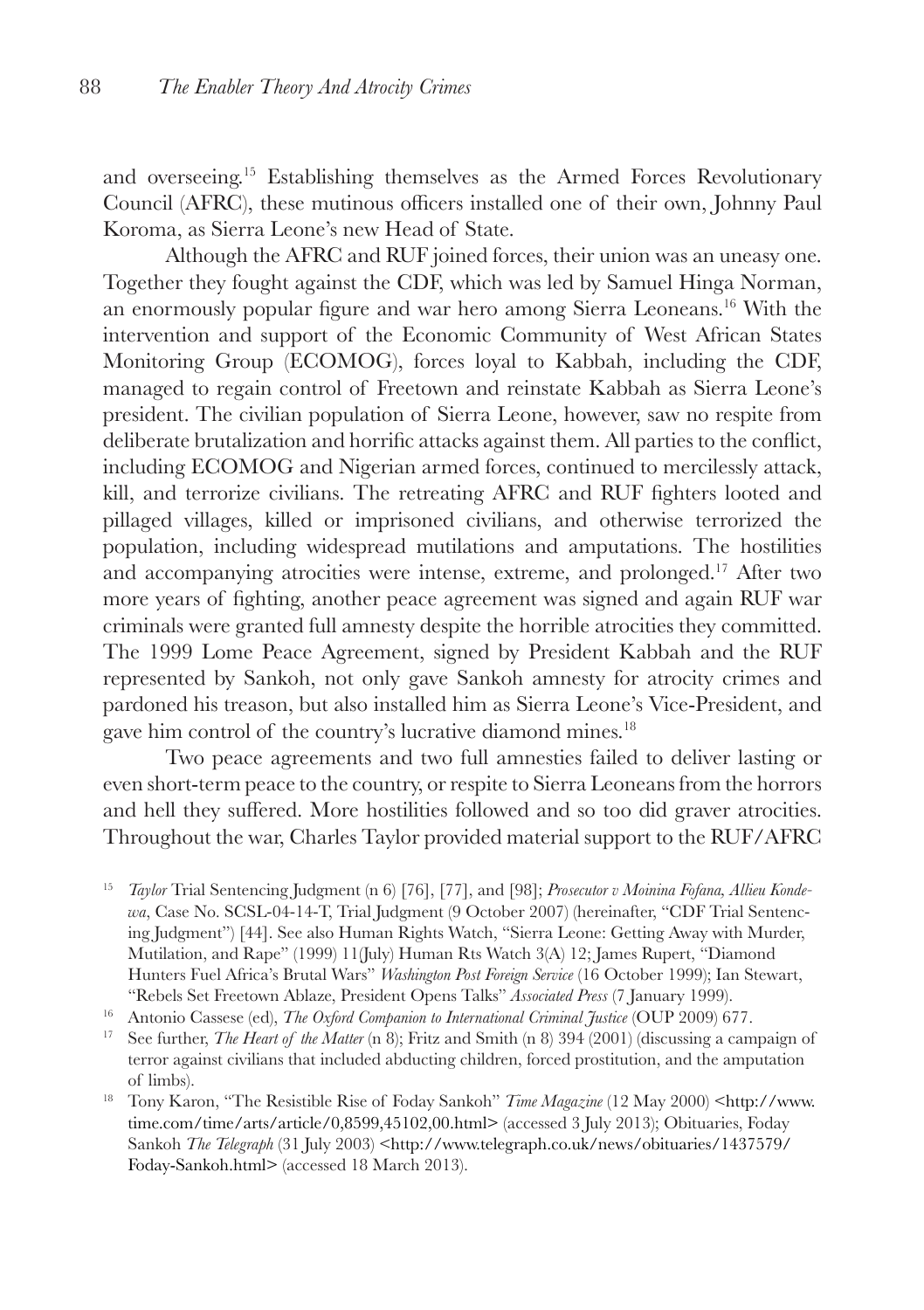and overseeing.[15] Establishing themselves as the Armed Forces Revolutionary Council (AFRC), these mutinous officers installed one of their own, Johnny Paul Koroma, as Sierra Leone's new Head of State.

Although the AFRC and RUF joined forces, their union was an uneasy one. Together they fought against the CDF, which was led by Samuel Hinga Norman, an enormously popular figure and war hero among Sierra Leoneans.[16] With the intervention and support of the Economic Community of West African States Monitoring Group (ECOMOG), forces loyal to Kabbah, including the CDF, managed to regain control of Freetown and reinstate Kabbah as Sierra Leone's president. The civilian population of Sierra Leone, however, saw no respite from deliberate brutalization and horrific attacks against them. All parties to the conflict, including ECOMOG and Nigerian armed forces, continued to mercilessly attack, kill, and terrorize civilians. The retreating AFRC and RUF fighters looted and pillaged villages, killed or imprisoned civilians, and otherwise terrorized the population, including widespread mutilations and amputations. The hostilities and accompanying atrocities were intense, extreme, and prolonged.[17] After two more years of fighting, another peace agreement was signed and again RUF war criminals were granted full amnesty despite the horrible atrocities they committed. The 1999 Lome Peace Agreement, signed by President Kabbah and the RUF represented by Sankoh, not only gave Sankoh amnesty for atrocity crimes and pardoned his treason, but also installed him as Sierra Leone's Vice-President, and gave him control of the country's lucrative diamond mines.[18]

Two peace agreements and two full amnesties failed to deliver lasting or even short-term peace to the country, or respite to Sierra Leoneans from the horrors and hell they suffered. More hostilities followed and so too did graver atrocities. Throughout the war, Charles Taylor provided material support to the RUF/AFRC

---

[15] *Taylor* Trial Sentencing Judgment (n 6) [76], [77], and [98]; *Prosecutor v Moinina Fofana, Allieu Kondewa*, Case No. SCSL-04-14-T, Trial Judgment (9 October 2007) (hereinafter, "CDF Trial Sentencing Judgment") [44]. See also Human Rights Watch, "Sierra Leone: Getting Away with Murder, Mutilation, and Rape" (1999) 11(July) Human Rts Watch 3(A) 12; James Rupert, "Diamond Hunters Fuel Africa's Brutal Wars" *Washington Post Foreign Service* (16 October 1999); Ian Stewart, "Rebels Set Freetown Ablaze, President Opens Talks" *Associated Press* (7 January 1999).

[16] Antonio Cassese (ed), *The Oxford Companion to International Criminal Justice* (OUP 2009) 677.

[17] See further, *The Heart of the Matter* (n 8); Fritz and Smith (n 8) 394 (2001) (discussing a campaign of terror against civilians that included abducting children, forced prostitution, and the amputation of limbs).

[18] Tony Karon, "The Resistible Rise of Foday Sankoh" *Time Magazine* (12 May 2000) <http://www.time.com/time/arts/article/0,8599,45102,00.html> (accessed 3 July 2013); Obituaries, Foday Sankoh *The Telegraph* (31 July 2003) <http://www.telegraph.co.uk/news/obituaries/1437579/Foday-Sankoh.html> (accessed 18 March 2013).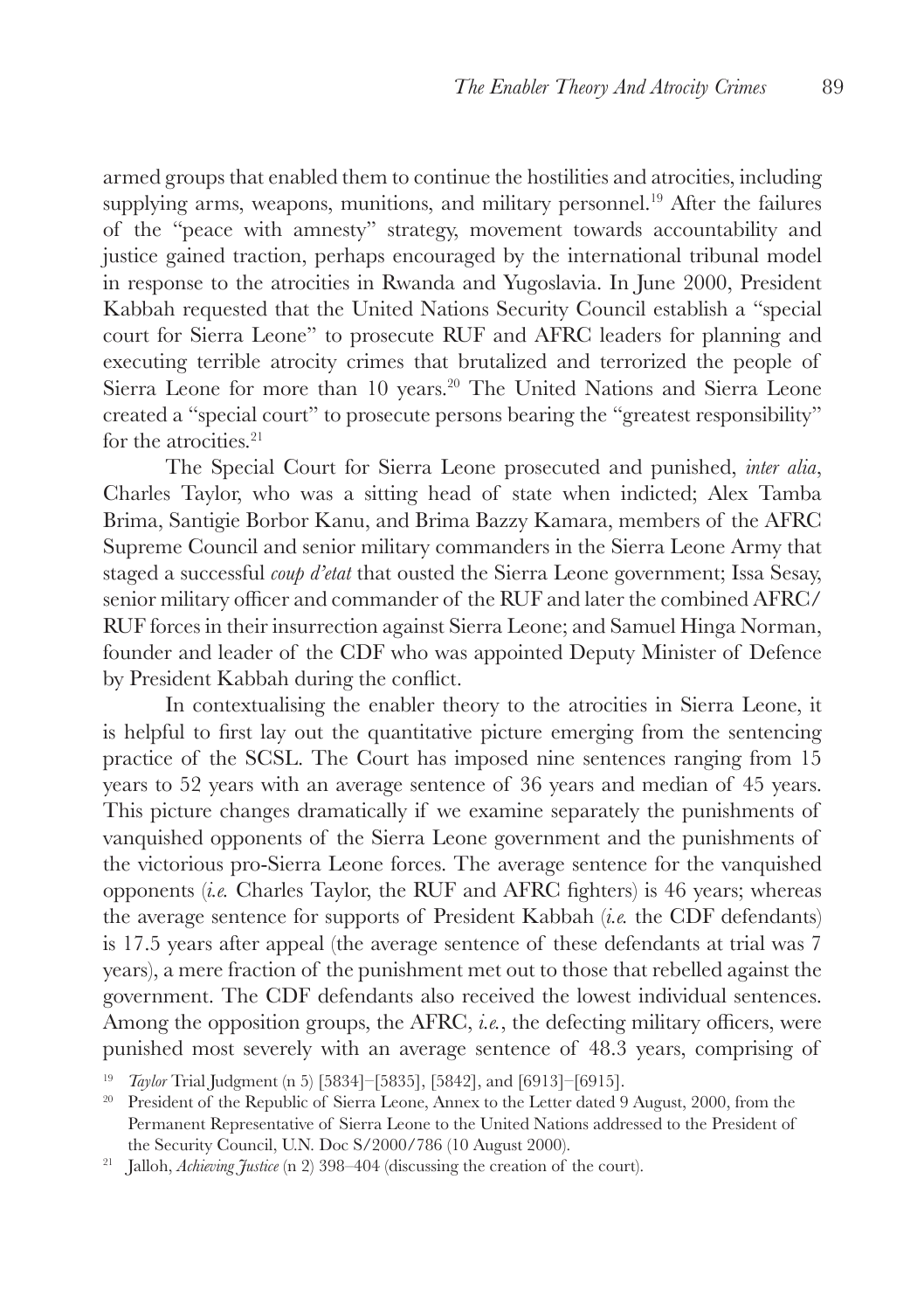armed groups that enabled them to continue the hostilities and atrocities, including supplying arms, weapons, munitions, and military personnel.[19] After the failures of the "peace with amnesty" strategy, movement towards accountability and justice gained traction, perhaps encouraged by the international tribunal model in response to the atrocities in Rwanda and Yugoslavia. In June 2000, President Kabbah requested that the United Nations Security Council establish a "special court for Sierra Leone" to prosecute RUF and AFRC leaders for planning and executing terrible atrocity crimes that brutalized and terrorized the people of Sierra Leone for more than 10 years.[20] The United Nations and Sierra Leone created a "special court" to prosecute persons bearing the "greatest responsibility" for the atrocities.[21]

The Special Court for Sierra Leone prosecuted and punished, *inter alia*, Charles Taylor, who was a sitting head of state when indicted; Alex Tamba Brima, Santigie Borbor Kanu, and Brima Bazzy Kamara, members of the AFRC Supreme Council and senior military commanders in the Sierra Leone Army that staged a successful *coup d'etat* that ousted the Sierra Leone government; Issa Sesay, senior military officer and commander of the RUF and later the combined AFRC/RUF forces in their insurrection against Sierra Leone; and Samuel Hinga Norman, founder and leader of the CDF who was appointed Deputy Minister of Defence by President Kabbah during the conflict.

In contextualising the enabler theory to the atrocities in Sierra Leone, it is helpful to first lay out the quantitative picture emerging from the sentencing practice of the SCSL. The Court has imposed nine sentences ranging from 15 years to 52 years with an average sentence of 36 years and median of 45 years. This picture changes dramatically if we examine separately the punishments of vanquished opponents of the Sierra Leone government and the punishments of the victorious pro-Sierra Leone forces. The average sentence for the vanquished opponents (*i.e.* Charles Taylor, the RUF and AFRC fighters) is 46 years; whereas the average sentence for supports of President Kabbah (*i.e.* the CDF defendants) is 17.5 years after appeal (the average sentence of these defendants at trial was 7 years), a mere fraction of the punishment met out to those that rebelled against the government. The CDF defendants also received the lowest individual sentences. Among the opposition groups, the AFRC, *i.e.*, the defecting military officers, were punished most severely with an average sentence of 48.3 years, comprising of

[19] *Taylor* Trial Judgment (n 5) [5834]–[5835], [5842], and [6913]–[6915].

[20] President of the Republic of Sierra Leone, Annex to the Letter dated 9 August, 2000, from the Permanent Representative of Sierra Leone to the United Nations addressed to the President of the Security Council, U.N. Doc S/2000/786 (10 August 2000).

[21] Jalloh, *Achieving Justice* (n 2) 398–404 (discussing the creation of the court).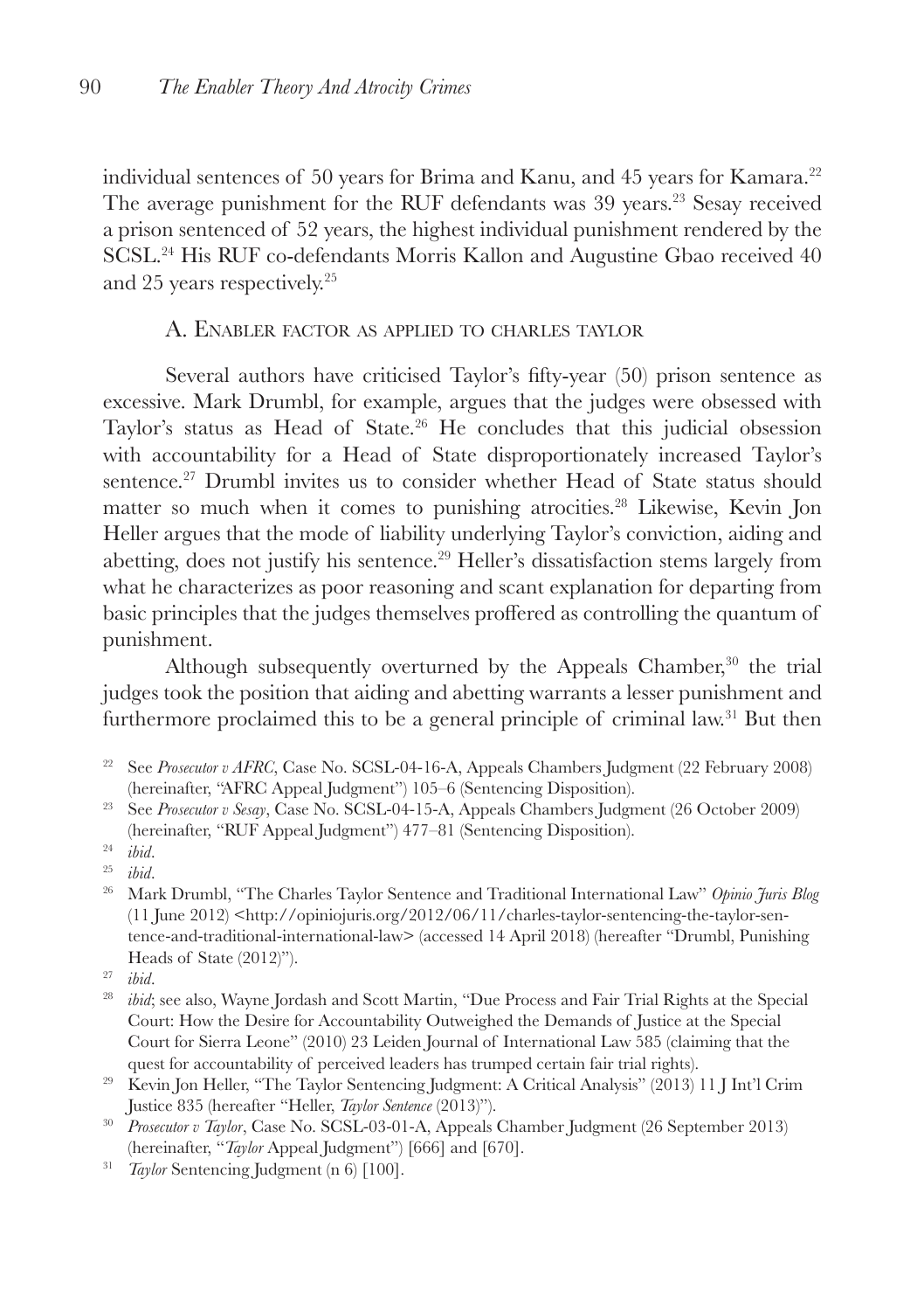individual sentences of 50 years for Brima and Kanu, and 45 years for Kamara.[22] The average punishment for the RUF defendants was 39 years.[23] Sesay received a prison sentenced of 52 years, the highest individual punishment rendered by the SCSL.[24] His RUF co-defendants Morris Kallon and Augustine Gbao received 40 and 25 years respectively.[25]

### A. Enabler factor as applied to charles taylor

Several authors have criticised Taylor's fifty-year (50) prison sentence as excessive. Mark Drumbl, for example, argues that the judges were obsessed with Taylor's status as Head of State.[26] He concludes that this judicial obsession with accountability for a Head of State disproportionately increased Taylor's sentence.[27] Drumbl invites us to consider whether Head of State status should matter so much when it comes to punishing atrocities.[28] Likewise, Kevin Jon Heller argues that the mode of liability underlying Taylor's conviction, aiding and abetting, does not justify his sentence.[29] Heller's dissatisfaction stems largely from what he characterizes as poor reasoning and scant explanation for departing from basic principles that the judges themselves proffered as controlling the quantum of punishment.

Although subsequently overturned by the Appeals Chamber,[30] the trial judges took the position that aiding and abetting warrants a lesser punishment and furthermore proclaimed this to be a general principle of criminal law.[31] But then

---

[22] See *Prosecutor v AFRC*, Case No. SCSL-04-16-A, Appeals Chambers Judgment (22 February 2008) (hereinafter, "AFRC Appeal Judgment") 105–6 (Sentencing Disposition).

[23] See *Prosecutor v Sesay*, Case No. SCSL-04-15-A, Appeals Chambers Judgment (26 October 2009) (hereinafter, "RUF Appeal Judgment") 477–81 (Sentencing Disposition).

[24] *ibid*.

[25] *ibid*.

[26] Mark Drumbl, "The Charles Taylor Sentence and Traditional International Law" *Opinio Juris Blog* (11 June 2012) <http://opiniojuris.org/2012/06/11/charles-taylor-sentencing-the-taylor-sentence-and-traditional-international-law> (accessed 14 April 2018) (hereafter "Drumbl, Punishing Heads of State (2012)").

[27] *ibid*.

[28] *ibid*; see also, Wayne Jordash and Scott Martin, "Due Process and Fair Trial Rights at the Special Court: How the Desire for Accountability Outweighed the Demands of Justice at the Special Court for Sierra Leone" (2010) 23 Leiden Journal of International Law 585 (claiming that the quest for accountability of perceived leaders has trumped certain fair trial rights).

[29] Kevin Jon Heller, "The Taylor Sentencing Judgment: A Critical Analysis" (2013) 11 J Int'l Crim Justice 835 (hereafter "Heller, *Taylor Sentence* (2013)").

[30] *Prosecutor v Taylor*, Case No. SCSL-03-01-A, Appeals Chamber Judgment (26 September 2013) (hereinafter, "*Taylor* Appeal Judgment") [666] and [670].

[31] *Taylor* Sentencing Judgment (n 6) [100].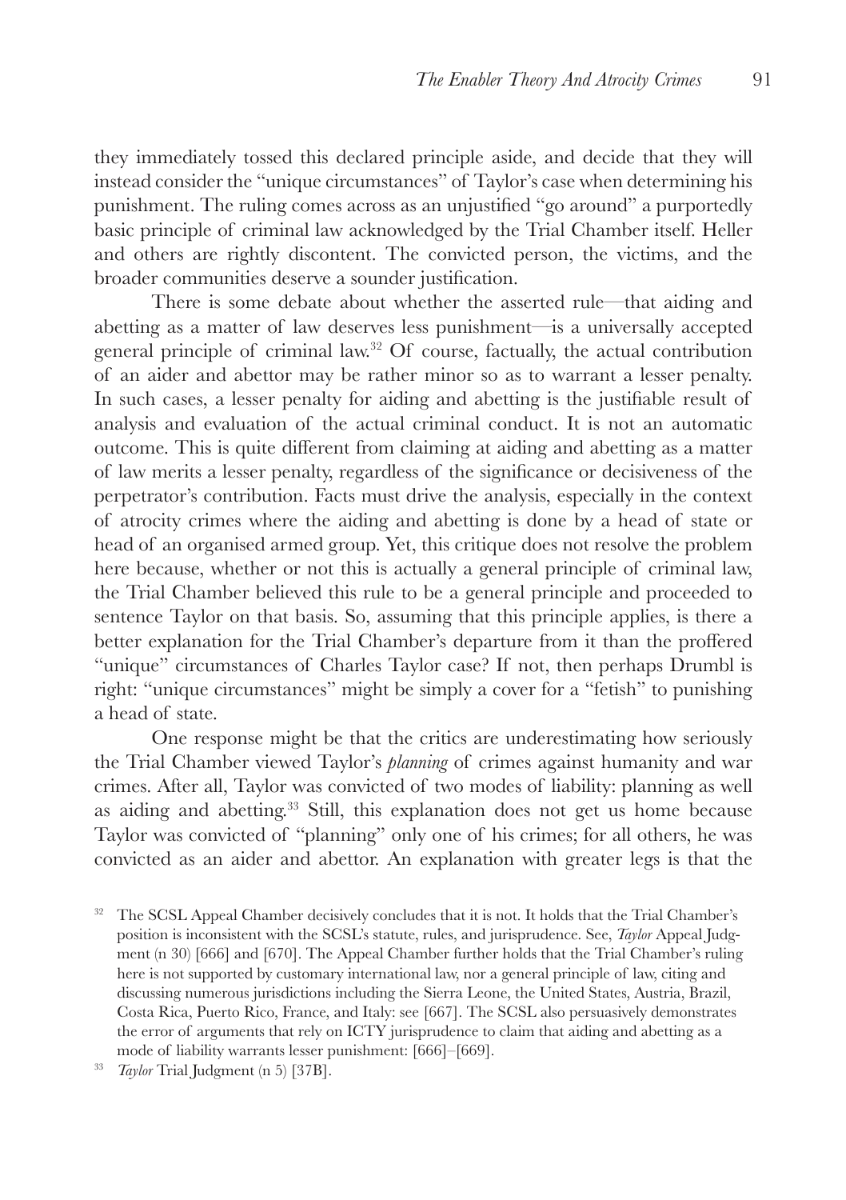they immediately tossed this declared principle aside, and decide that they will instead consider the "unique circumstances" of Taylor's case when determining his punishment. The ruling comes across as an unjustified "go around" a purportedly basic principle of criminal law acknowledged by the Trial Chamber itself. Heller and others are rightly discontent. The convicted person, the victims, and the broader communities deserve a sounder justification.

There is some debate about whether the asserted rule—that aiding and abetting as a matter of law deserves less punishment—is a universally accepted general principle of criminal law.[32] Of course, factually, the actual contribution of an aider and abettor may be rather minor so as to warrant a lesser penalty. In such cases, a lesser penalty for aiding and abetting is the justifiable result of analysis and evaluation of the actual criminal conduct. It is not an automatic outcome. This is quite different from claiming at aiding and abetting as a matter of law merits a lesser penalty, regardless of the significance or decisiveness of the perpetrator's contribution. Facts must drive the analysis, especially in the context of atrocity crimes where the aiding and abetting is done by a head of state or head of an organised armed group. Yet, this critique does not resolve the problem here because, whether or not this is actually a general principle of criminal law, the Trial Chamber believed this rule to be a general principle and proceeded to sentence Taylor on that basis. So, assuming that this principle applies, is there a better explanation for the Trial Chamber's departure from it than the proffered "unique" circumstances of Charles Taylor case? If not, then perhaps Drumbl is right: "unique circumstances" might be simply a cover for a "fetish" to punishing a head of state.

One response might be that the critics are underestimating how seriously the Trial Chamber viewed Taylor's *planning* of crimes against humanity and war crimes. After all, Taylor was convicted of two modes of liability: planning as well as aiding and abetting.[33] Still, this explanation does not get us home because Taylor was convicted of "planning" only one of his crimes; for all others, he was convicted as an aider and abettor. An explanation with greater legs is that the

[32] The SCSL Appeal Chamber decisively concludes that it is not. It holds that the Trial Chamber's position is inconsistent with the SCSL's statute, rules, and jurisprudence. See, *Taylor* Appeal Judgment (n 30) [666] and [670]. The Appeal Chamber further holds that the Trial Chamber's ruling here is not supported by customary international law, nor a general principle of law, citing and discussing numerous jurisdictions including the Sierra Leone, the United States, Austria, Brazil, Costa Rica, Puerto Rico, France, and Italy: see [667]. The SCSL also persuasively demonstrates the error of arguments that rely on ICTY jurisprudence to claim that aiding and abetting as a mode of liability warrants lesser punishment: [666]–[669].

[33] *Taylor* Trial Judgment (n 5) [37B].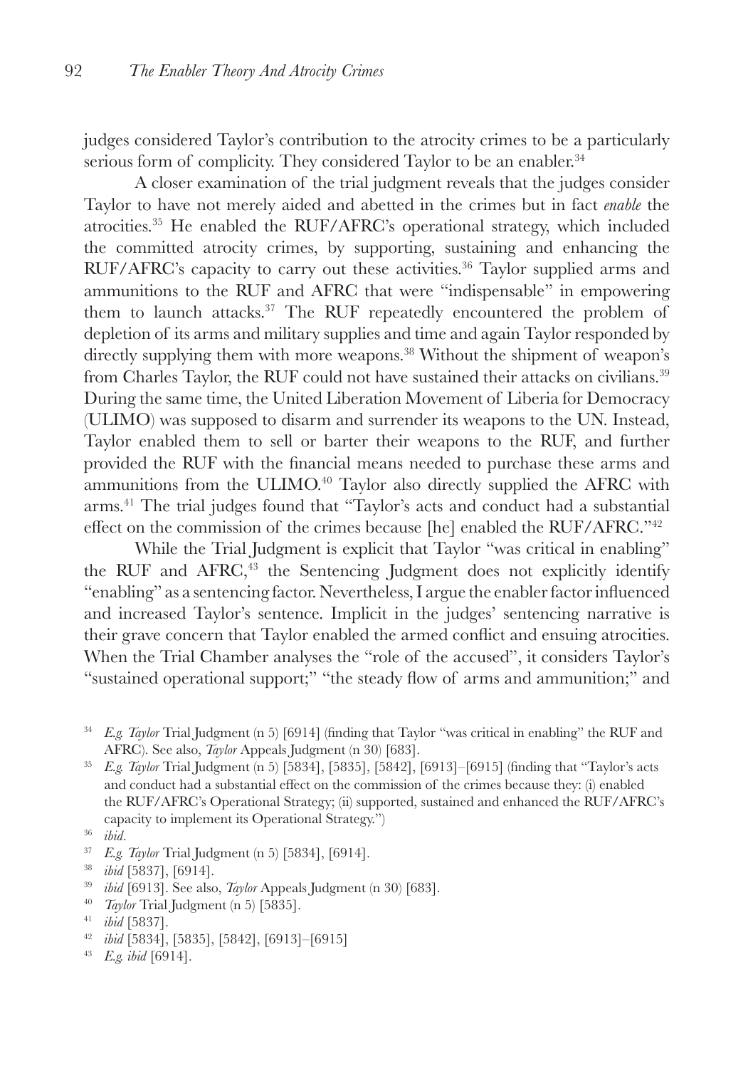judges considered Taylor's contribution to the atrocity crimes to be a particularly serious form of complicity. They considered Taylor to be an enabler.[34]

A closer examination of the trial judgment reveals that the judges consider Taylor to have not merely aided and abetted in the crimes but in fact *enable* the atrocities.[35] He enabled the RUF/AFRC's operational strategy, which included the committed atrocity crimes, by supporting, sustaining and enhancing the RUF/AFRC's capacity to carry out these activities.[36] Taylor supplied arms and ammunitions to the RUF and AFRC that were "indispensable" in empowering them to launch attacks.[37] The RUF repeatedly encountered the problem of depletion of its arms and military supplies and time and again Taylor responded by directly supplying them with more weapons.[38] Without the shipment of weapon's from Charles Taylor, the RUF could not have sustained their attacks on civilians.[39] During the same time, the United Liberation Movement of Liberia for Democracy (ULIMO) was supposed to disarm and surrender its weapons to the UN. Instead, Taylor enabled them to sell or barter their weapons to the RUF, and further provided the RUF with the financial means needed to purchase these arms and ammunitions from the ULIMO.[40] Taylor also directly supplied the AFRC with arms.[41] The trial judges found that "Taylor's acts and conduct had a substantial effect on the commission of the crimes because [he] enabled the RUF/AFRC."[42]

While the Trial Judgment is explicit that Taylor "was critical in enabling" the RUF and AFRC,[43] the Sentencing Judgment does not explicitly identify "enabling" as a sentencing factor. Nevertheless, I argue the enabler factor influenced and increased Taylor's sentence. Implicit in the judges' sentencing narrative is their grave concern that Taylor enabled the armed conflict and ensuing atrocities. When the Trial Chamber analyses the "role of the accused", it considers Taylor's "sustained operational support;" "the steady flow of arms and ammunition;" and

---

[34] *E.g. Taylor* Trial Judgment (n 5) [6914] (finding that Taylor "was critical in enabling" the RUF and AFRC). See also, *Taylor* Appeals Judgment (n 30) [683].

[35] *E.g. Taylor* Trial Judgment (n 5) [5834], [5835], [5842], [6913]–[6915] (finding that "Taylor's acts and conduct had a substantial effect on the commission of the crimes because they: (i) enabled the RUF/AFRC's Operational Strategy; (ii) supported, sustained and enhanced the RUF/AFRC's capacity to implement its Operational Strategy.")

[36] *ibid*.

[37] *E.g. Taylor* Trial Judgment (n 5) [5834], [6914].

[38] *ibid* [5837], [6914].

[39] *ibid* [6913]. See also, *Taylor* Appeals Judgment (n 30) [683].

[40] *Taylor* Trial Judgment (n 5) [5835].

[41] *ibid* [5837].

[42] *ibid* [5834], [5835], [5842], [6913]–[6915]

[43] *E.g. ibid* [6914].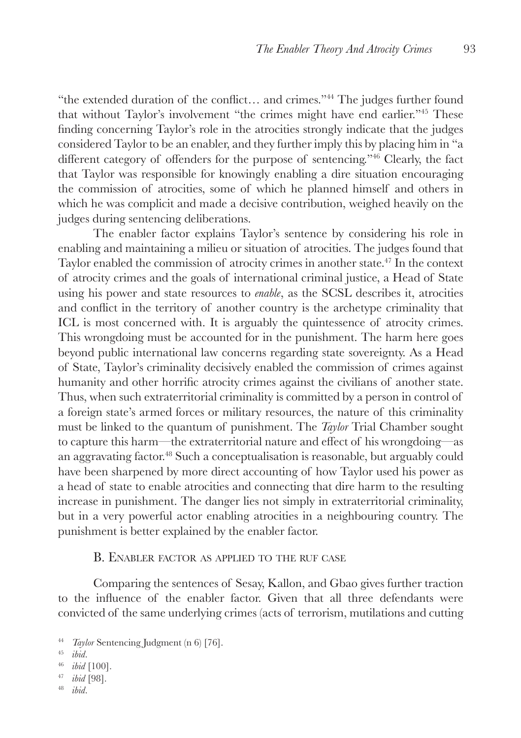"the extended duration of the conflict… and crimes."[44] The judges further found that without Taylor's involvement "the crimes might have end earlier."[45] These finding concerning Taylor's role in the atrocities strongly indicate that the judges considered Taylor to be an enabler, and they further imply this by placing him in "a different category of offenders for the purpose of sentencing."[46] Clearly, the fact that Taylor was responsible for knowingly enabling a dire situation encouraging the commission of atrocities, some of which he planned himself and others in which he was complicit and made a decisive contribution, weighed heavily on the judges during sentencing deliberations.

The enabler factor explains Taylor's sentence by considering his role in enabling and maintaining a milieu or situation of atrocities. The judges found that Taylor enabled the commission of atrocity crimes in another state.[47] In the context of atrocity crimes and the goals of international criminal justice, a Head of State using his power and state resources to *enable*, as the SCSL describes it, atrocities and conflict in the territory of another country is the archetype criminality that ICL is most concerned with. It is arguably the quintessence of atrocity crimes. This wrongdoing must be accounted for in the punishment. The harm here goes beyond public international law concerns regarding state sovereignty. As a Head of State, Taylor's criminality decisively enabled the commission of crimes against humanity and other horrific atrocity crimes against the civilians of another state. Thus, when such extraterritorial criminality is committed by a person in control of a foreign state's armed forces or military resources, the nature of this criminality must be linked to the quantum of punishment. The *Taylor* Trial Chamber sought to capture this harm—the extraterritorial nature and effect of his wrongdoing—as an aggravating factor.[48] Such a conceptualisation is reasonable, but arguably could have been sharpened by more direct accounting of how Taylor used his power as a head of state to enable atrocities and connecting that dire harm to the resulting increase in punishment. The danger lies not simply in extraterritorial criminality, but in a very powerful actor enabling atrocities in a neighbouring country. The punishment is better explained by the enabler factor.

### B. Enabler factor as applied to the RUF case

Comparing the sentences of Sesay, Kallon, and Gbao gives further traction to the influence of the enabler factor. Given that all three defendants were convicted of the same underlying crimes (acts of terrorism, mutilations and cutting

---

[44] *Taylor* Sentencing Judgment (n 6) [76].

[45] *ibid*.

[46] *ibid* [100].

[47] *ibid* [98].

[48] *ibid*.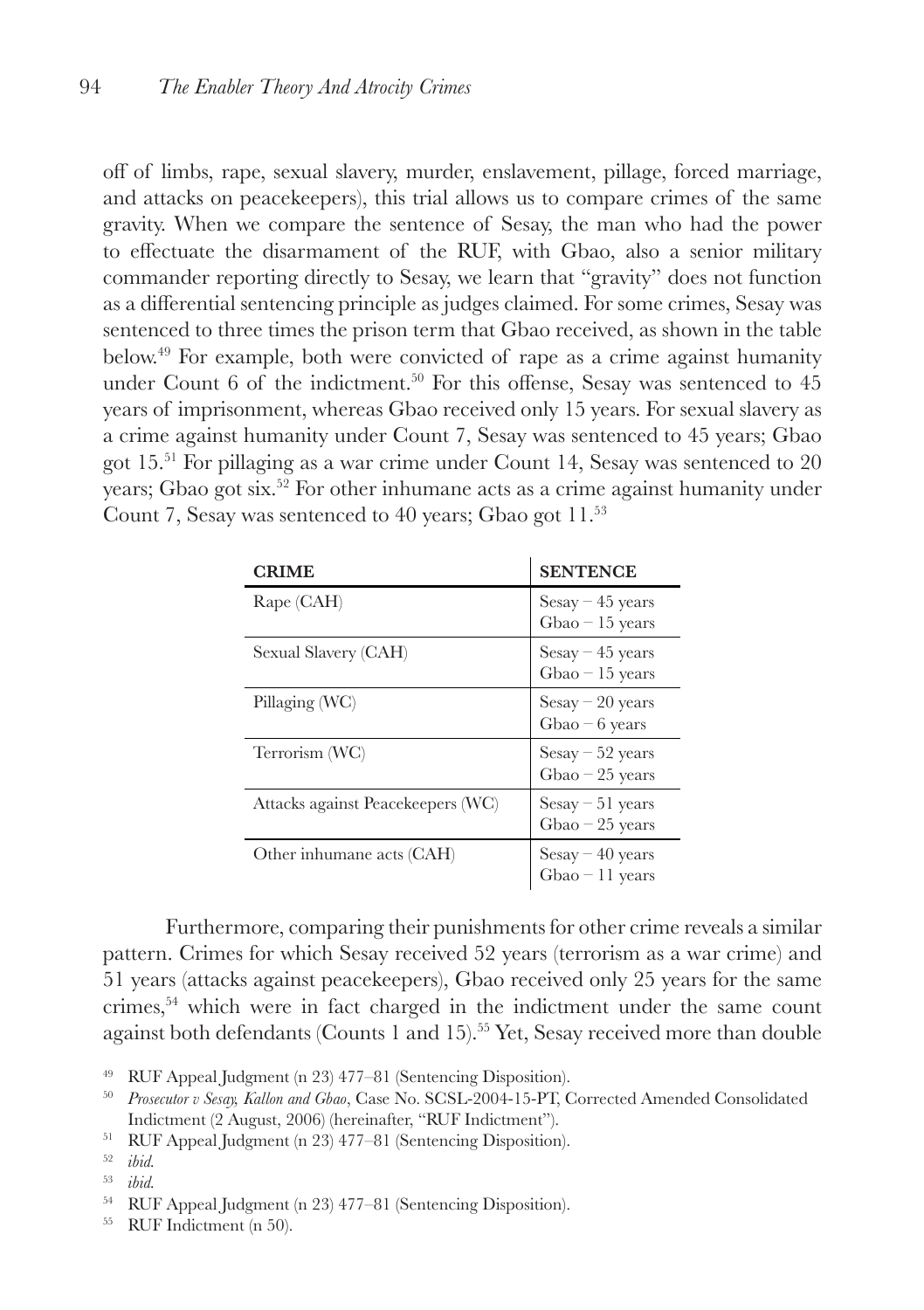off of limbs, rape, sexual slavery, murder, enslavement, pillage, forced marriage, and attacks on peacekeepers), this trial allows us to compare crimes of the same gravity. When we compare the sentence of Sesay, the man who had the power to effectuate the disarmament of the RUF, with Gbao, also a senior military commander reporting directly to Sesay, we learn that "gravity" does not function as a differential sentencing principle as judges claimed. For some crimes, Sesay was sentenced to three times the prison term that Gbao received, as shown in the table below.[49] For example, both were convicted of rape as a crime against humanity under Count 6 of the indictment.[50] For this offense, Sesay was sentenced to 45 years of imprisonment, whereas Gbao received only 15 years. For sexual slavery as a crime against humanity under Count 7, Sesay was sentenced to 45 years; Gbao got 15.[51] For pillaging as a war crime under Count 14, Sesay was sentenced to 20 years; Gbao got six.[52] For other inhumane acts as a crime against humanity under Count 7, Sesay was sentenced to 40 years; Gbao got 11.[53]

| **CRIME** | **SENTENCE** |
|---|---|
| Rape (CAH) | Sesay – 45 years<br>Gbao – 15 years |
| Sexual Slavery (CAH) | Sesay – 45 years<br>Gbao – 15 years |
| Pillaging (WC) | Sesay – 20 years<br>Gbao – 6 years |
| Terrorism (WC) | Sesay – 52 years<br>Gbao – 25 years |
| Attacks against Peacekeepers (WC) | Sesay – 51 years<br>Gbao – 25 years |
| Other inhumane acts (CAH) | Sesay – 40 years<br>Gbao – 11 years |

Furthermore, comparing their punishments for other crime reveals a similar pattern. Crimes for which Sesay received 52 years (terrorism as a war crime) and 51 years (attacks against peacekeepers), Gbao received only 25 years for the same crimes,[54] which were in fact charged in the indictment under the same count against both defendants (Counts 1 and 15).[55] Yet, Sesay received more than double

[49] RUF Appeal Judgment (n 23) 477–81 (Sentencing Disposition).

[50] *Prosecutor v Sesay, Kallon and Gbao*, Case No. SCSL-2004-15-PT, Corrected Amended Consolidated Indictment (2 August, 2006) (hereinafter, "RUF Indictment").

[51] RUF Appeal Judgment (n 23) 477–81 (Sentencing Disposition).

[52] *ibid.*

[53] *ibid.*

[54] RUF Appeal Judgment (n 23) 477–81 (Sentencing Disposition).

[55] RUF Indictment (n 50).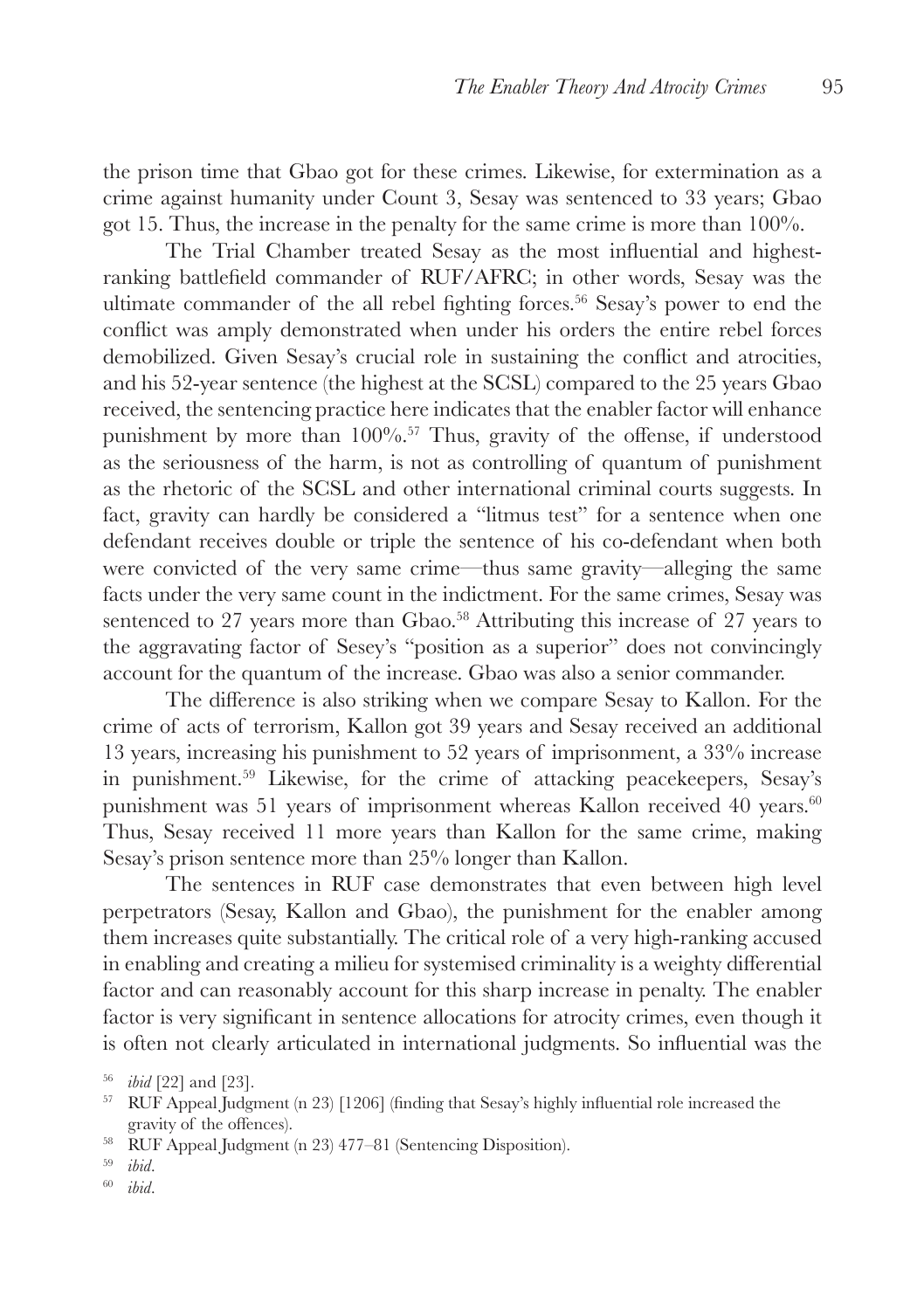the prison time that Gbao got for these crimes. Likewise, for extermination as a crime against humanity under Count 3, Sesay was sentenced to 33 years; Gbao got 15. Thus, the increase in the penalty for the same crime is more than 100%.

The Trial Chamber treated Sesay as the most influential and highest-ranking battlefield commander of RUF/AFRC; in other words, Sesay was the ultimate commander of the all rebel fighting forces.[56] Sesay's power to end the conflict was amply demonstrated when under his orders the entire rebel forces demobilized. Given Sesay's crucial role in sustaining the conflict and atrocities, and his 52-year sentence (the highest at the SCSL) compared to the 25 years Gbao received, the sentencing practice here indicates that the enabler factor will enhance punishment by more than 100%.[57] Thus, gravity of the offense, if understood as the seriousness of the harm, is not as controlling of quantum of punishment as the rhetoric of the SCSL and other international criminal courts suggests. In fact, gravity can hardly be considered a "litmus test" for a sentence when one defendant receives double or triple the sentence of his co-defendant when both were convicted of the very same crime—thus same gravity—alleging the same facts under the very same count in the indictment. For the same crimes, Sesay was sentenced to 27 years more than Gbao.[58] Attributing this increase of 27 years to the aggravating factor of Sesey's "position as a superior" does not convincingly account for the quantum of the increase. Gbao was also a senior commander.

The difference is also striking when we compare Sesay to Kallon. For the crime of acts of terrorism, Kallon got 39 years and Sesay received an additional 13 years, increasing his punishment to 52 years of imprisonment, a 33% increase in punishment.[59] Likewise, for the crime of attacking peacekeepers, Sesay's punishment was 51 years of imprisonment whereas Kallon received 40 years.[60] Thus, Sesay received 11 more years than Kallon for the same crime, making Sesay's prison sentence more than 25% longer than Kallon.

The sentences in RUF case demonstrates that even between high level perpetrators (Sesay, Kallon and Gbao), the punishment for the enabler among them increases quite substantially. The critical role of a very high-ranking accused in enabling and creating a milieu for systemised criminality is a weighty differential factor and can reasonably account for this sharp increase in penalty. The enabler factor is very significant in sentence allocations for atrocity crimes, even though it is often not clearly articulated in international judgments. So influential was the

[56] *ibid* [22] and [23].

[57] RUF Appeal Judgment (n 23) [1206] (finding that Sesay's highly influential role increased the gravity of the offences).

[58] RUF Appeal Judgment (n 23) 477–81 (Sentencing Disposition).

[59] *ibid*.

[60] *ibid*.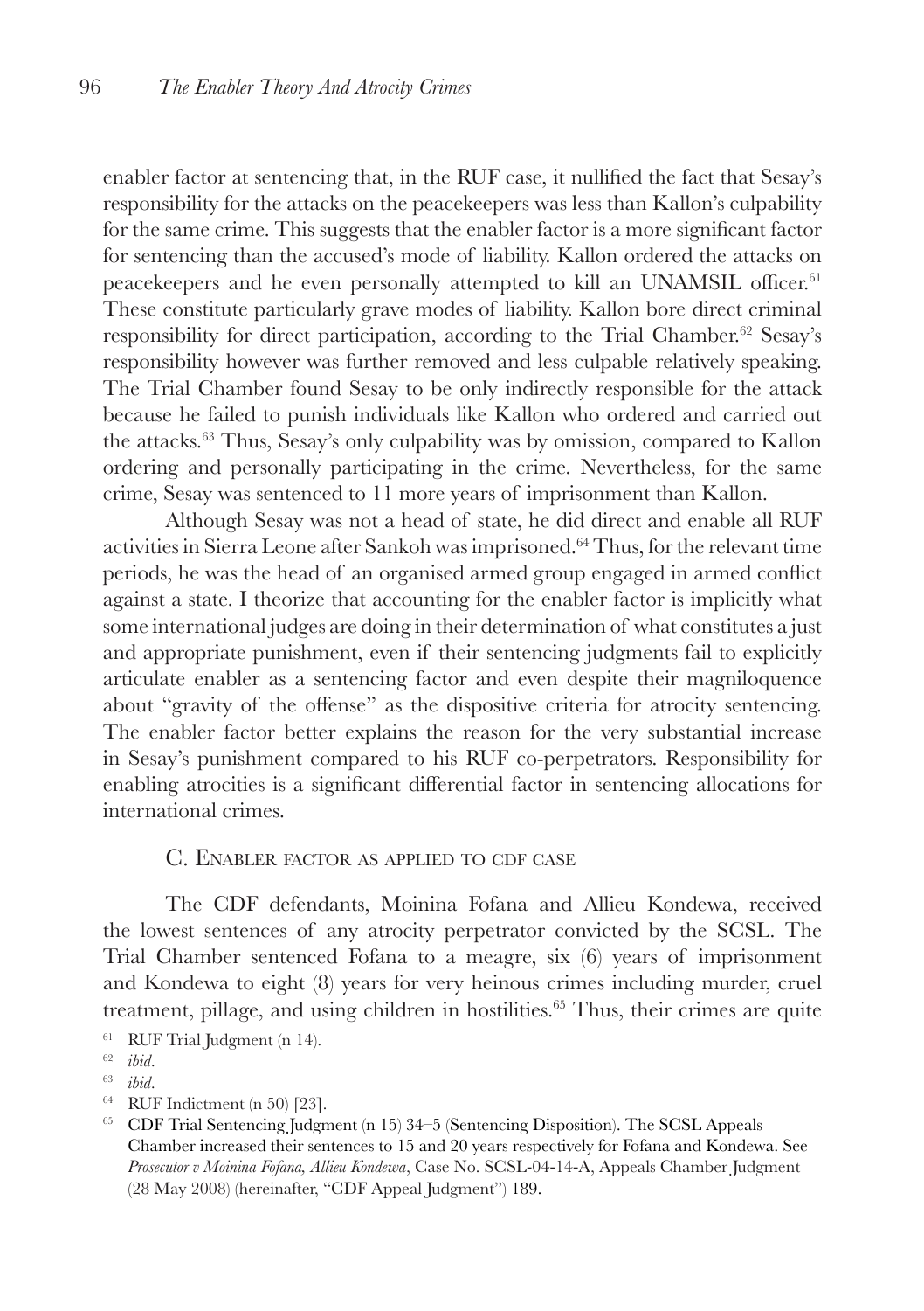enabler factor at sentencing that, in the RUF case, it nullified the fact that Sesay's responsibility for the attacks on the peacekeepers was less than Kallon's culpability for the same crime. This suggests that the enabler factor is a more significant factor for sentencing than the accused's mode of liability. Kallon ordered the attacks on peacekeepers and he even personally attempted to kill an UNAMSIL officer.[61] These constitute particularly grave modes of liability. Kallon bore direct criminal responsibility for direct participation, according to the Trial Chamber.[62] Sesay's responsibility however was further removed and less culpable relatively speaking. The Trial Chamber found Sesay to be only indirectly responsible for the attack because he failed to punish individuals like Kallon who ordered and carried out the attacks.[63] Thus, Sesay's only culpability was by omission, compared to Kallon ordering and personally participating in the crime. Nevertheless, for the same crime, Sesay was sentenced to 11 more years of imprisonment than Kallon.

Although Sesay was not a head of state, he did direct and enable all RUF activities in Sierra Leone after Sankoh was imprisoned.[64] Thus, for the relevant time periods, he was the head of an organised armed group engaged in armed conflict against a state. I theorize that accounting for the enabler factor is implicitly what some international judges are doing in their determination of what constitutes a just and appropriate punishment, even if their sentencing judgments fail to explicitly articulate enabler as a sentencing factor and even despite their magniloquence about "gravity of the offense" as the dispositive criteria for atrocity sentencing. The enabler factor better explains the reason for the very substantial increase in Sesay's punishment compared to his RUF co-perpetrators. Responsibility for enabling atrocities is a significant differential factor in sentencing allocations for international crimes.

### C. Enabler factor as applied to CDF case

The CDF defendants, Moinina Fofana and Allieu Kondewa, received the lowest sentences of any atrocity perpetrator convicted by the SCSL. The Trial Chamber sentenced Fofana to a meagre, six (6) years of imprisonment and Kondewa to eight (8) years for very heinous crimes including murder, cruel treatment, pillage, and using children in hostilities.[65] Thus, their crimes are quite

---

[61] RUF Trial Judgment (n 14).

[62] *ibid*.

[63] *ibid*.

[64] RUF Indictment (n 50) [23].

[65] CDF Trial Sentencing Judgment (n 15) 34–5 (Sentencing Disposition). The SCSL Appeals Chamber increased their sentences to 15 and 20 years respectively for Fofana and Kondewa. See *Prosecutor v Moinina Fofana, Allieu Kondewa*, Case No. SCSL-04-14-A, Appeals Chamber Judgment (28 May 2008) (hereinafter, "CDF Appeal Judgment") 189.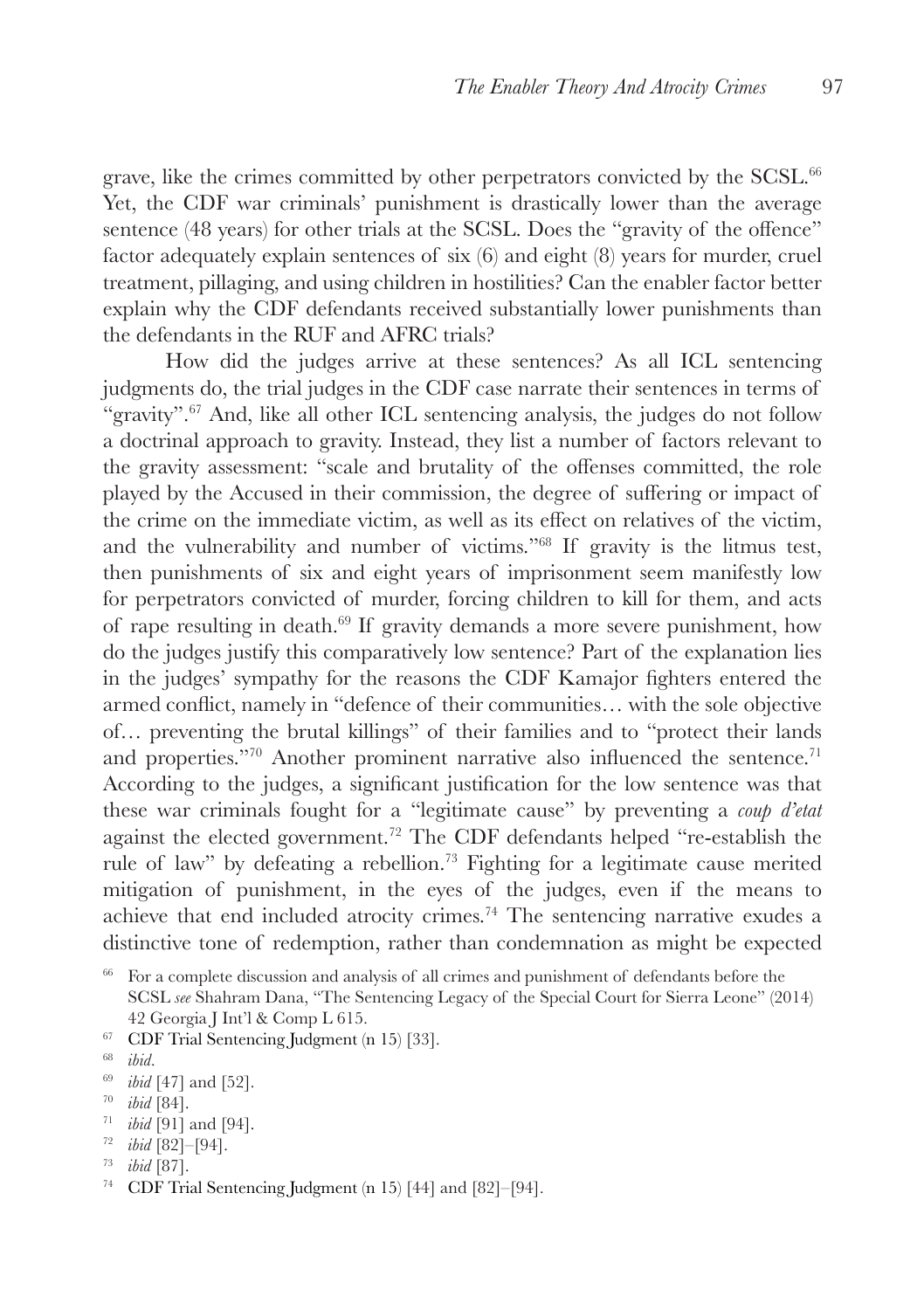grave, like the crimes committed by other perpetrators convicted by the SCSL.[66] Yet, the CDF war criminals' punishment is drastically lower than the average sentence (48 years) for other trials at the SCSL. Does the "gravity of the offence" factor adequately explain sentences of six (6) and eight (8) years for murder, cruel treatment, pillaging, and using children in hostilities? Can the enabler factor better explain why the CDF defendants received substantially lower punishments than the defendants in the RUF and AFRC trials?

How did the judges arrive at these sentences? As all ICL sentencing judgments do, the trial judges in the CDF case narrate their sentences in terms of "gravity".[67] And, like all other ICL sentencing analysis, the judges do not follow a doctrinal approach to gravity. Instead, they list a number of factors relevant to the gravity assessment: "scale and brutality of the offenses committed, the role played by the Accused in their commission, the degree of suffering or impact of the crime on the immediate victim, as well as its effect on relatives of the victim, and the vulnerability and number of victims."[68] If gravity is the litmus test, then punishments of six and eight years of imprisonment seem manifestly low for perpetrators convicted of murder, forcing children to kill for them, and acts of rape resulting in death.[69] If gravity demands a more severe punishment, how do the judges justify this comparatively low sentence? Part of the explanation lies in the judges' sympathy for the reasons the CDF Kamajor fighters entered the armed conflict, namely in "defence of their communities… with the sole objective of… preventing the brutal killings" of their families and to "protect their lands and properties."[70] Another prominent narrative also influenced the sentence.[71] According to the judges, a significant justification for the low sentence was that these war criminals fought for a "legitimate cause" by preventing a *coup d'etat* against the elected government.[72] The CDF defendants helped "re-establish the rule of law" by defeating a rebellion.[73] Fighting for a legitimate cause merited mitigation of punishment, in the eyes of the judges, even if the means to achieve that end included atrocity crimes.[74] The sentencing narrative exudes a distinctive tone of redemption, rather than condemnation as might be expected

[66] For a complete discussion and analysis of all crimes and punishment of defendants before the SCSL *see* Shahram Dana, "The Sentencing Legacy of the Special Court for Sierra Leone" (2014) 42 Georgia J Int'l & Comp L 615.

[67] CDF Trial Sentencing Judgment (n 15) [33].

[68] *ibid*.

[69] *ibid* [47] and [52].

[70] *ibid* [84].

[71] *ibid* [91] and [94].

[72] *ibid* [82]–[94].

[73] *ibid* [87].

[74] CDF Trial Sentencing Judgment (n 15) [44] and [82]–[94].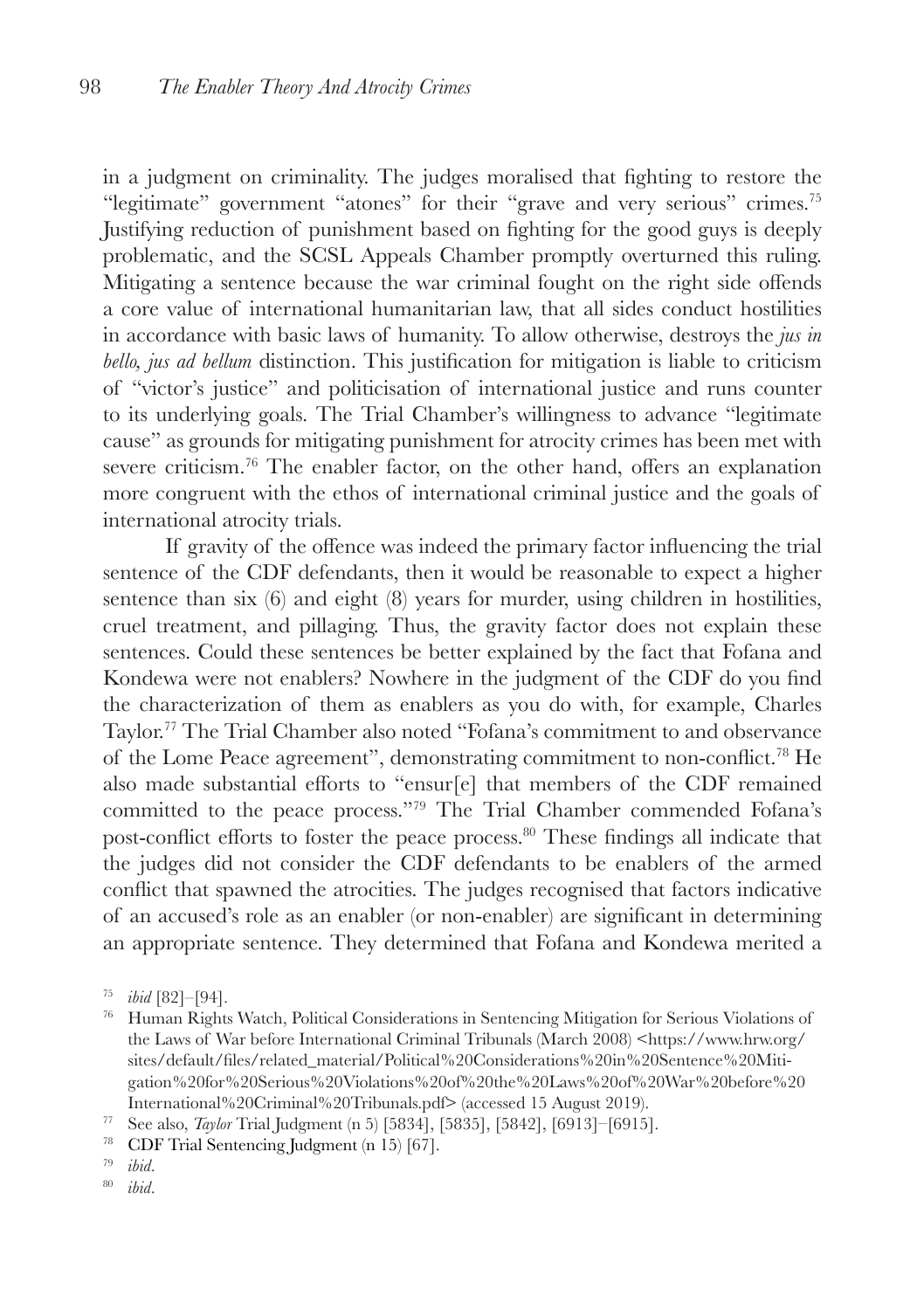in a judgment on criminality. The judges moralised that fighting to restore the "legitimate" government "atones" for their "grave and very serious" crimes.[75] Justifying reduction of punishment based on fighting for the good guys is deeply problematic, and the SCSL Appeals Chamber promptly overturned this ruling. Mitigating a sentence because the war criminal fought on the right side offends a core value of international humanitarian law, that all sides conduct hostilities in accordance with basic laws of humanity. To allow otherwise, destroys the *jus in bello, jus ad bellum* distinction. This justification for mitigation is liable to criticism of "victor's justice" and politicisation of international justice and runs counter to its underlying goals. The Trial Chamber's willingness to advance "legitimate cause" as grounds for mitigating punishment for atrocity crimes has been met with severe criticism.[76] The enabler factor, on the other hand, offers an explanation more congruent with the ethos of international criminal justice and the goals of international atrocity trials.

If gravity of the offence was indeed the primary factor influencing the trial sentence of the CDF defendants, then it would be reasonable to expect a higher sentence than six (6) and eight (8) years for murder, using children in hostilities, cruel treatment, and pillaging. Thus, the gravity factor does not explain these sentences. Could these sentences be better explained by the fact that Fofana and Kondewa were not enablers? Nowhere in the judgment of the CDF do you find the characterization of them as enablers as you do with, for example, Charles Taylor.[77] The Trial Chamber also noted "Fofana's commitment to and observance of the Lome Peace agreement", demonstrating commitment to non-conflict.[78] He also made substantial efforts to "ensur[e] that members of the CDF remained committed to the peace process."[79] The Trial Chamber commended Fofana's post-conflict efforts to foster the peace process.[80] These findings all indicate that the judges did not consider the CDF defendants to be enablers of the armed conflict that spawned the atrocities. The judges recognised that factors indicative of an accused's role as an enabler (or non-enabler) are significant in determining an appropriate sentence. They determined that Fofana and Kondewa merited a

[75] *ibid* [82]–[94].

[76] Human Rights Watch, Political Considerations in Sentencing Mitigation for Serious Violations of the Laws of War before International Criminal Tribunals (March 2008) <https://www.hrw.org/sites/default/files/related_material/Political%20Considerations%20in%20Sentence%20Mitigation%20for%20Serious%20Violations%20of%20the%20Laws%20of%20War%20before%20International%20Criminal%20Tribunals.pdf> (accessed 15 August 2019).

[77] See also, *Taylor* Trial Judgment (n 5) [5834], [5835], [5842], [6913]–[6915].

[78] CDF Trial Sentencing Judgment (n 15) [67].

[79] *ibid*.

[80] *ibid*.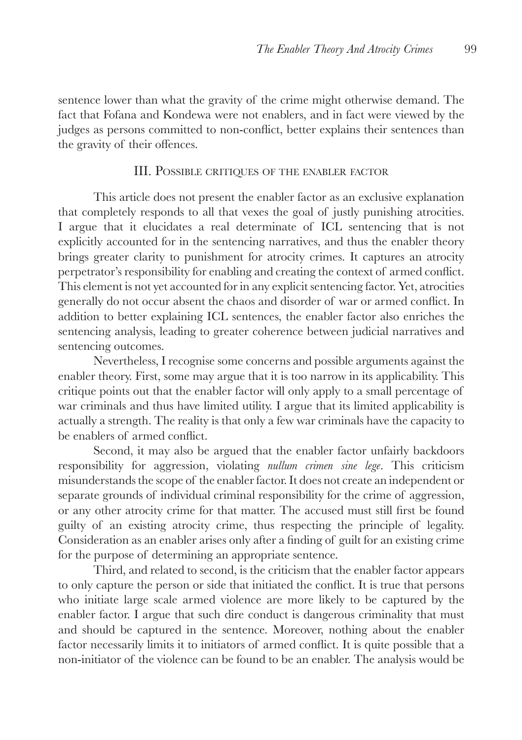sentence lower than what the gravity of the crime might otherwise demand. The fact that Fofana and Kondewa were not enablers, and in fact were viewed by the judges as persons committed to non-conflict, better explains their sentences than the gravity of their offences.

## III. Possible critiques of the enabler factor

This article does not present the enabler factor as an exclusive explanation that completely responds to all that vexes the goal of justly punishing atrocities. I argue that it elucidates a real determinate of ICL sentencing that is not explicitly accounted for in the sentencing narratives, and thus the enabler theory brings greater clarity to punishment for atrocity crimes. It captures an atrocity perpetrator's responsibility for enabling and creating the context of armed conflict. This element is not yet accounted for in any explicit sentencing factor. Yet, atrocities generally do not occur absent the chaos and disorder of war or armed conflict. In addition to better explaining ICL sentences, the enabler factor also enriches the sentencing analysis, leading to greater coherence between judicial narratives and sentencing outcomes.

Nevertheless, I recognise some concerns and possible arguments against the enabler theory. First, some may argue that it is too narrow in its applicability. This critique points out that the enabler factor will only apply to a small percentage of war criminals and thus have limited utility. I argue that its limited applicability is actually a strength. The reality is that only a few war criminals have the capacity to be enablers of armed conflict.

Second, it may also be argued that the enabler factor unfairly backdoors responsibility for aggression, violating *nullum crimen sine lege*. This criticism misunderstands the scope of the enabler factor. It does not create an independent or separate grounds of individual criminal responsibility for the crime of aggression, or any other atrocity crime for that matter. The accused must still first be found guilty of an existing atrocity crime, thus respecting the principle of legality. Consideration as an enabler arises only after a finding of guilt for an existing crime for the purpose of determining an appropriate sentence.

Third, and related to second, is the criticism that the enabler factor appears to only capture the person or side that initiated the conflict. It is true that persons who initiate large scale armed violence are more likely to be captured by the enabler factor. I argue that such dire conduct is dangerous criminality that must and should be captured in the sentence. Moreover, nothing about the enabler factor necessarily limits it to initiators of armed conflict. It is quite possible that a non-initiator of the violence can be found to be an enabler. The analysis would be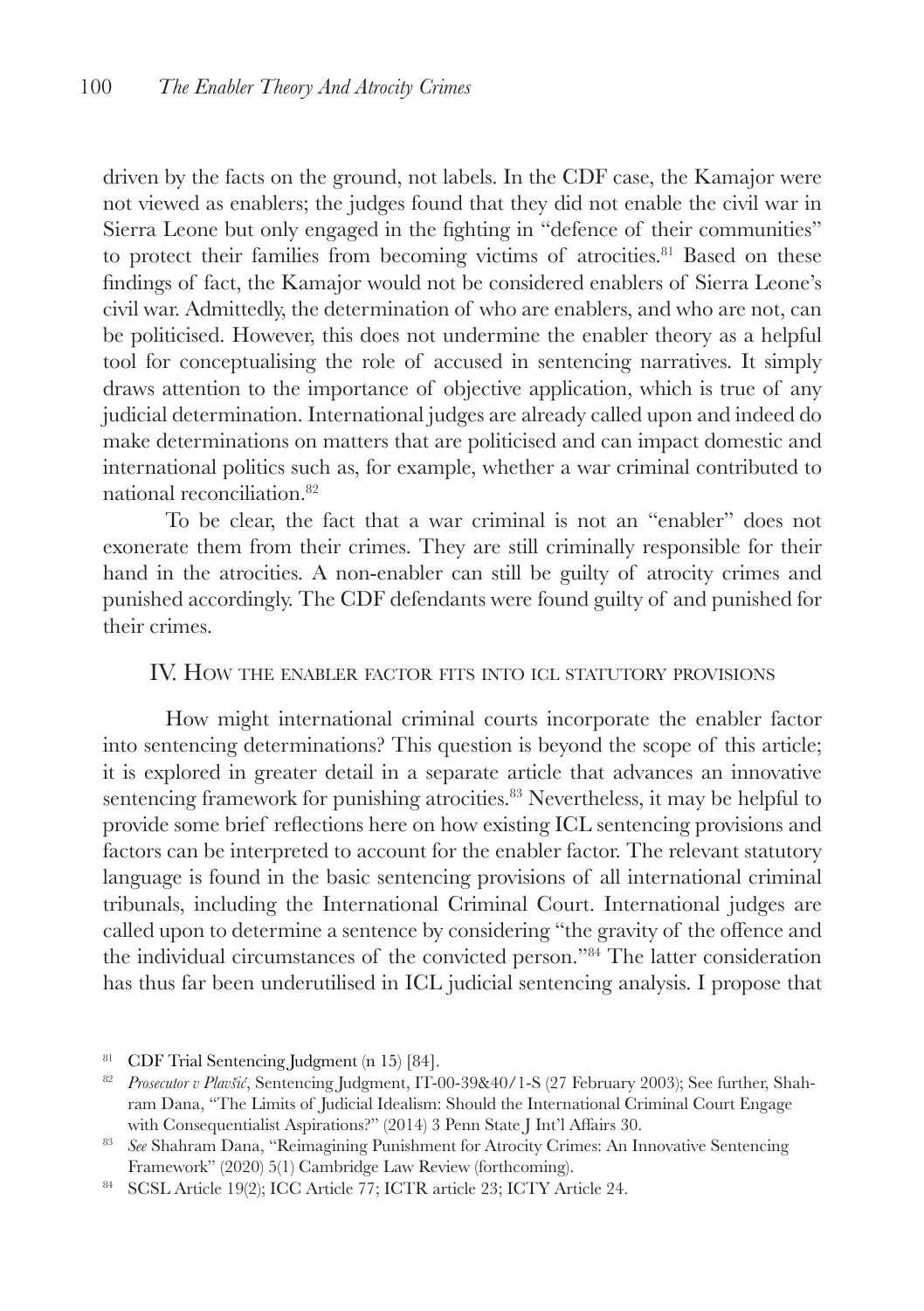driven by the facts on the ground, not labels. In the CDF case, the Kamajor were not viewed as enablers; the judges found that they did not enable the civil war in Sierra Leone but only engaged in the fighting in "defence of their communities" to protect their families from becoming victims of atrocities.[81] Based on these findings of fact, the Kamajor would not be considered enablers of Sierra Leone's civil war. Admittedly, the determination of who are enablers, and who are not, can be politicised. However, this does not undermine the enabler theory as a helpful tool for conceptualising the role of accused in sentencing narratives. It simply draws attention to the importance of objective application, which is true of any judicial determination. International judges are already called upon and indeed do make determinations on matters that are politicised and can impact domestic and international politics such as, for example, whether a war criminal contributed to national reconciliation.[82]

To be clear, the fact that a war criminal is not an "enabler" does not exonerate them from their crimes. They are still criminally responsible for their hand in the atrocities. A non-enabler can still be guilty of atrocity crimes and punished accordingly. The CDF defendants were found guilty of and punished for their crimes.

## IV. How the enabler factor fits into ICL statutory provisions

How might international criminal courts incorporate the enabler factor into sentencing determinations? This question is beyond the scope of this article; it is explored in greater detail in a separate article that advances an innovative sentencing framework for punishing atrocities.[83] Nevertheless, it may be helpful to provide some brief reflections here on how existing ICL sentencing provisions and factors can be interpreted to account for the enabler factor. The relevant statutory language is found in the basic sentencing provisions of all international criminal tribunals, including the International Criminal Court. International judges are called upon to determine a sentence by considering "the gravity of the offence and the individual circumstances of the convicted person."[84] The latter consideration has thus far been underutilised in ICL judicial sentencing analysis. I propose that

---

[81] CDF Trial Sentencing Judgment (n 15) [84].

[82] *Prosecutor v Plavšić*, Sentencing Judgment, IT-00-39&40/1-S (27 February 2003); See further, Shahram Dana, "The Limits of Judicial Idealism: Should the International Criminal Court Engage with Consequentialist Aspirations?" (2014) 3 Penn State J Int'l Affairs 30.

[83] *See* Shahram Dana, "Reimagining Punishment for Atrocity Crimes: An Innovative Sentencing Framework" (2020) 5(1) Cambridge Law Review (forthcoming).

[84] SCSL Article 19(2); ICC Article 77; ICTR article 23; ICTY Article 24.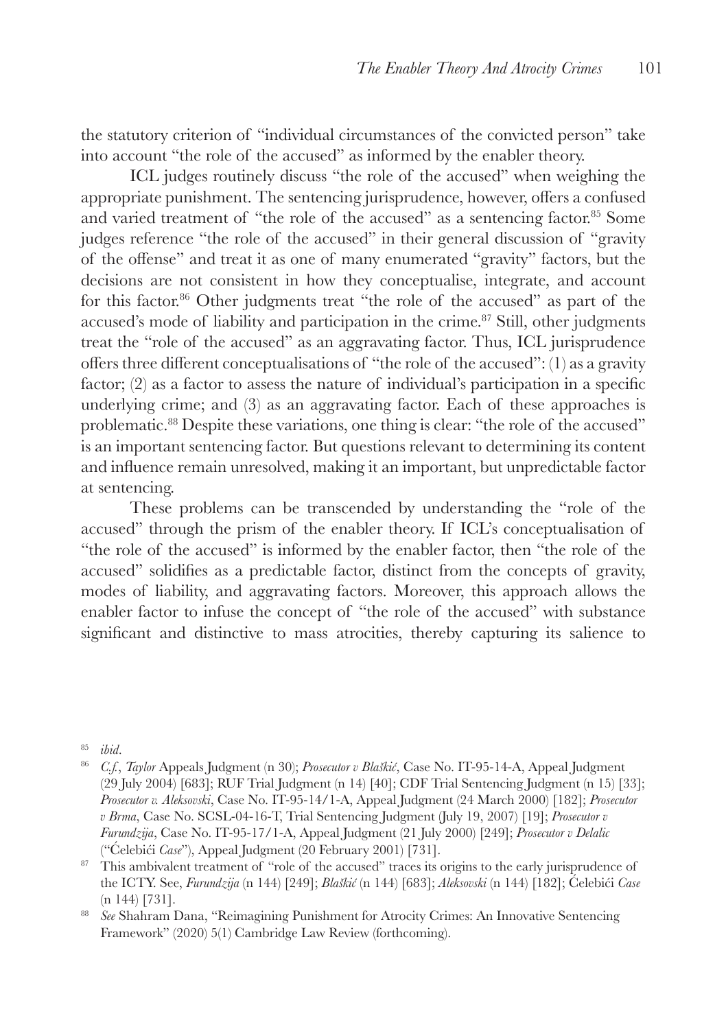the statutory criterion of "individual circumstances of the convicted person" take into account "the role of the accused" as informed by the enabler theory.

ICL judges routinely discuss "the role of the accused" when weighing the appropriate punishment. The sentencing jurisprudence, however, offers a confused and varied treatment of "the role of the accused" as a sentencing factor.[85] Some judges reference "the role of the accused" in their general discussion of "gravity of the offense" and treat it as one of many enumerated "gravity" factors, but the decisions are not consistent in how they conceptualise, integrate, and account for this factor.[86] Other judgments treat "the role of the accused" as part of the accused's mode of liability and participation in the crime.[87] Still, other judgments treat the "role of the accused" as an aggravating factor. Thus, ICL jurisprudence offers three different conceptualisations of "the role of the accused": (1) as a gravity factor; (2) as a factor to assess the nature of individual's participation in a specific underlying crime; and (3) as an aggravating factor. Each of these approaches is problematic.[88] Despite these variations, one thing is clear: "the role of the accused" is an important sentencing factor. But questions relevant to determining its content and influence remain unresolved, making it an important, but unpredictable factor at sentencing.

These problems can be transcended by understanding the "role of the accused" through the prism of the enabler theory. If ICL's conceptualisation of "the role of the accused" is informed by the enabler factor, then "the role of the accused" solidifies as a predictable factor, distinct from the concepts of gravity, modes of liability, and aggravating factors. Moreover, this approach allows the enabler factor to infuse the concept of "the role of the accused" with substance significant and distinctive to mass atrocities, thereby capturing its salience to

---

[85] *ibid*.

[86] *C.f.*, *Taylor* Appeals Judgment (n 30); *Prosecutor v Blaškić*, Case No. IT-95-14-A, Appeal Judgment (29 July 2004) [683]; RUF Trial Judgment (n 14) [40]; CDF Trial Sentencing Judgment (n 15) [33]; *Prosecutor v. Aleksovski*, Case No. IT-95-14/1-A, Appeal Judgment (24 March 2000) [182]; *Prosecutor v Brma*, Case No. SCSL-04-16-T, Trial Sentencing Judgment (July 19, 2007) [19]; *Prosecutor v Furundzija*, Case No. IT-95-17/1-A, Appeal Judgment (21 July 2000) [249]; *Prosecutor v Delalic* ("Ćelebići *Case*"), Appeal Judgment (20 February 2001) [731].

[87] This ambivalent treatment of "role of the accused" traces its origins to the early jurisprudence of the ICTY. See, *Furundzija* (n 144) [249]; *Blaškić* (n 144) [683]; *Aleksovski* (n 144) [182]; Ćelebići *Case* (n 144) [731].

[88] *See* Shahram Dana, "Reimagining Punishment for Atrocity Crimes: An Innovative Sentencing Framework" (2020) 5(1) Cambridge Law Review (forthcoming).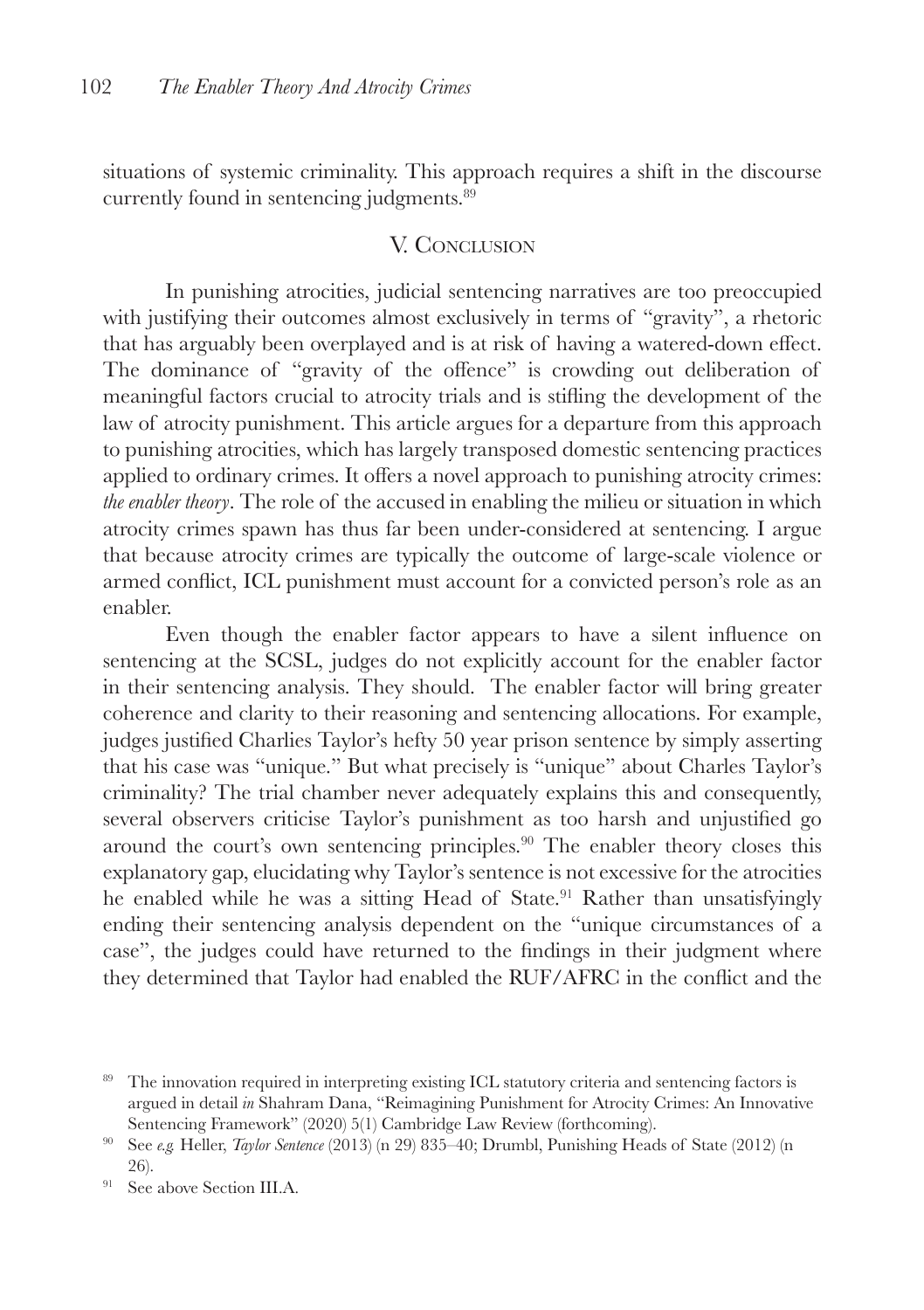situations of systemic criminality. This approach requires a shift in the discourse currently found in sentencing judgments.[89]

## V. Conclusion

In punishing atrocities, judicial sentencing narratives are too preoccupied with justifying their outcomes almost exclusively in terms of "gravity", a rhetoric that has arguably been overplayed and is at risk of having a watered-down effect. The dominance of "gravity of the offence" is crowding out deliberation of meaningful factors crucial to atrocity trials and is stifling the development of the law of atrocity punishment. This article argues for a departure from this approach to punishing atrocities, which has largely transposed domestic sentencing practices applied to ordinary crimes. It offers a novel approach to punishing atrocity crimes: *the enabler theory*. The role of the accused in enabling the milieu or situation in which atrocity crimes spawn has thus far been under-considered at sentencing. I argue that because atrocity crimes are typically the outcome of large-scale violence or armed conflict, ICL punishment must account for a convicted person's role as an enabler.

Even though the enabler factor appears to have a silent influence on sentencing at the SCSL, judges do not explicitly account for the enabler factor in their sentencing analysis. They should. The enabler factor will bring greater coherence and clarity to their reasoning and sentencing allocations. For example, judges justified Charlies Taylor's hefty 50 year prison sentence by simply asserting that his case was "unique." But what precisely is "unique" about Charles Taylor's criminality? The trial chamber never adequately explains this and consequently, several observers criticise Taylor's punishment as too harsh and unjustified go around the court's own sentencing principles.[90] The enabler theory closes this explanatory gap, elucidating why Taylor's sentence is not excessive for the atrocities he enabled while he was a sitting Head of State.[91] Rather than unsatisfyingly ending their sentencing analysis dependent on the "unique circumstances of a case", the judges could have returned to the findings in their judgment where they determined that Taylor had enabled the RUF/AFRC in the conflict and the

---

[89] The innovation required in interpreting existing ICL statutory criteria and sentencing factors is argued in detail *in* Shahram Dana, "Reimagining Punishment for Atrocity Crimes: An Innovative Sentencing Framework" (2020) 5(1) Cambridge Law Review (forthcoming).

[90] See *e.g.* Heller, *Taylor Sentence* (2013) (n 29) 835–40; Drumbl, Punishing Heads of State (2012) (n 26).

[91] See above Section III.A.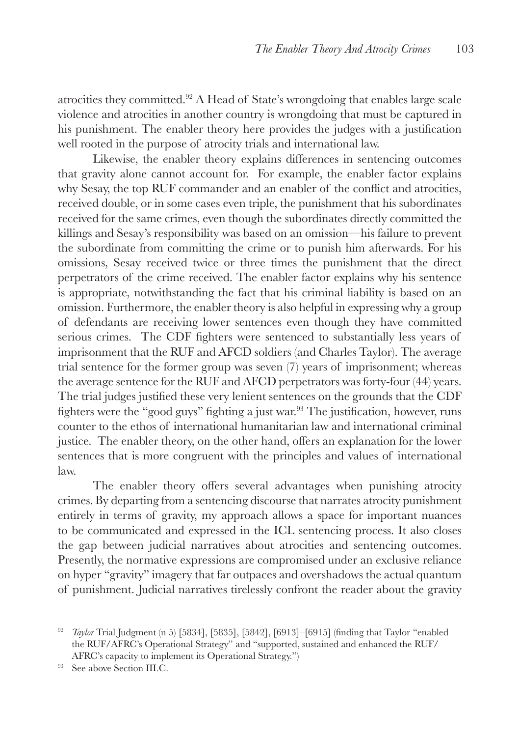atrocities they committed.[92] A Head of State's wrongdoing that enables large scale violence and atrocities in another country is wrongdoing that must be captured in his punishment. The enabler theory here provides the judges with a justification well rooted in the purpose of atrocity trials and international law.

Likewise, the enabler theory explains differences in sentencing outcomes that gravity alone cannot account for. For example, the enabler factor explains why Sesay, the top RUF commander and an enabler of the conflict and atrocities, received double, or in some cases even triple, the punishment that his subordinates received for the same crimes, even though the subordinates directly committed the killings and Sesay's responsibility was based on an omission—his failure to prevent the subordinate from committing the crime or to punish him afterwards. For his omissions, Sesay received twice or three times the punishment that the direct perpetrators of the crime received. The enabler factor explains why his sentence is appropriate, notwithstanding the fact that his criminal liability is based on an omission. Furthermore, the enabler theory is also helpful in expressing why a group of defendants are receiving lower sentences even though they have committed serious crimes. The CDF fighters were sentenced to substantially less years of imprisonment that the RUF and AFCD soldiers (and Charles Taylor). The average trial sentence for the former group was seven (7) years of imprisonment; whereas the average sentence for the RUF and AFCD perpetrators was forty-four (44) years. The trial judges justified these very lenient sentences on the grounds that the CDF fighters were the "good guys" fighting a just war.[93] The justification, however, runs counter to the ethos of international humanitarian law and international criminal justice. The enabler theory, on the other hand, offers an explanation for the lower sentences that is more congruent with the principles and values of international law.

The enabler theory offers several advantages when punishing atrocity crimes. By departing from a sentencing discourse that narrates atrocity punishment entirely in terms of gravity, my approach allows a space for important nuances to be communicated and expressed in the ICL sentencing process. It also closes the gap between judicial narratives about atrocities and sentencing outcomes. Presently, the normative expressions are compromised under an exclusive reliance on hyper "gravity" imagery that far outpaces and overshadows the actual quantum of punishment. Judicial narratives tirelessly confront the reader about the gravity

---

[92] *Taylor* Trial Judgment (n 5) [5834], [5835], [5842], [6913]–[6915] (finding that Taylor "enabled the RUF/AFRC's Operational Strategy" and "supported, sustained and enhanced the RUF/AFRC's capacity to implement its Operational Strategy.")

[93] See above Section III.C.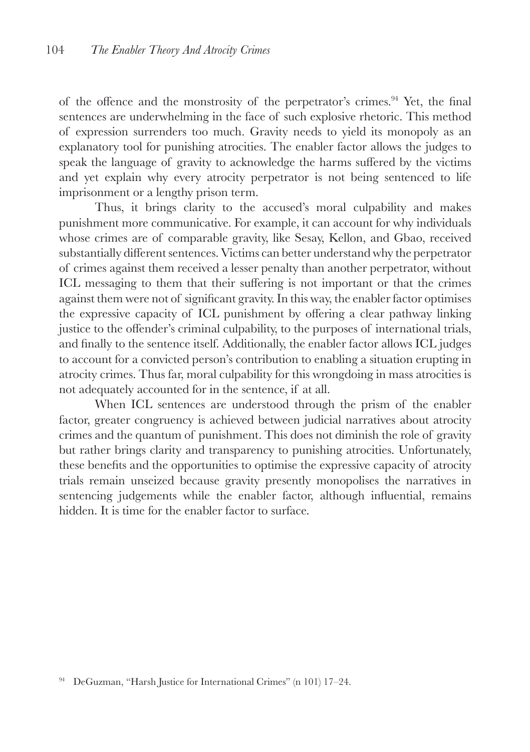of the offence and the monstrosity of the perpetrator's crimes.[94] Yet, the final sentences are underwhelming in the face of such explosive rhetoric. This method of expression surrenders too much. Gravity needs to yield its monopoly as an explanatory tool for punishing atrocities. The enabler factor allows the judges to speak the language of gravity to acknowledge the harms suffered by the victims and yet explain why every atrocity perpetrator is not being sentenced to life imprisonment or a lengthy prison term.

Thus, it brings clarity to the accused's moral culpability and makes punishment more communicative. For example, it can account for why individuals whose crimes are of comparable gravity, like Sesay, Kellon, and Gbao, received substantially different sentences. Victims can better understand why the perpetrator of crimes against them received a lesser penalty than another perpetrator, without ICL messaging to them that their suffering is not important or that the crimes against them were not of significant gravity. In this way, the enabler factor optimises the expressive capacity of ICL punishment by offering a clear pathway linking justice to the offender's criminal culpability, to the purposes of international trials, and finally to the sentence itself. Additionally, the enabler factor allows ICL judges to account for a convicted person's contribution to enabling a situation erupting in atrocity crimes. Thus far, moral culpability for this wrongdoing in mass atrocities is not adequately accounted for in the sentence, if at all.

When ICL sentences are understood through the prism of the enabler factor, greater congruency is achieved between judicial narratives about atrocity crimes and the quantum of punishment. This does not diminish the role of gravity but rather brings clarity and transparency to punishing atrocities. Unfortunately, these benefits and the opportunities to optimise the expressive capacity of atrocity trials remain unseized because gravity presently monopolises the narratives in sentencing judgements while the enabler factor, although influential, remains hidden. It is time for the enabler factor to surface.

[94] DeGuzman, "Harsh Justice for International Crimes" (n 101) 17–24.